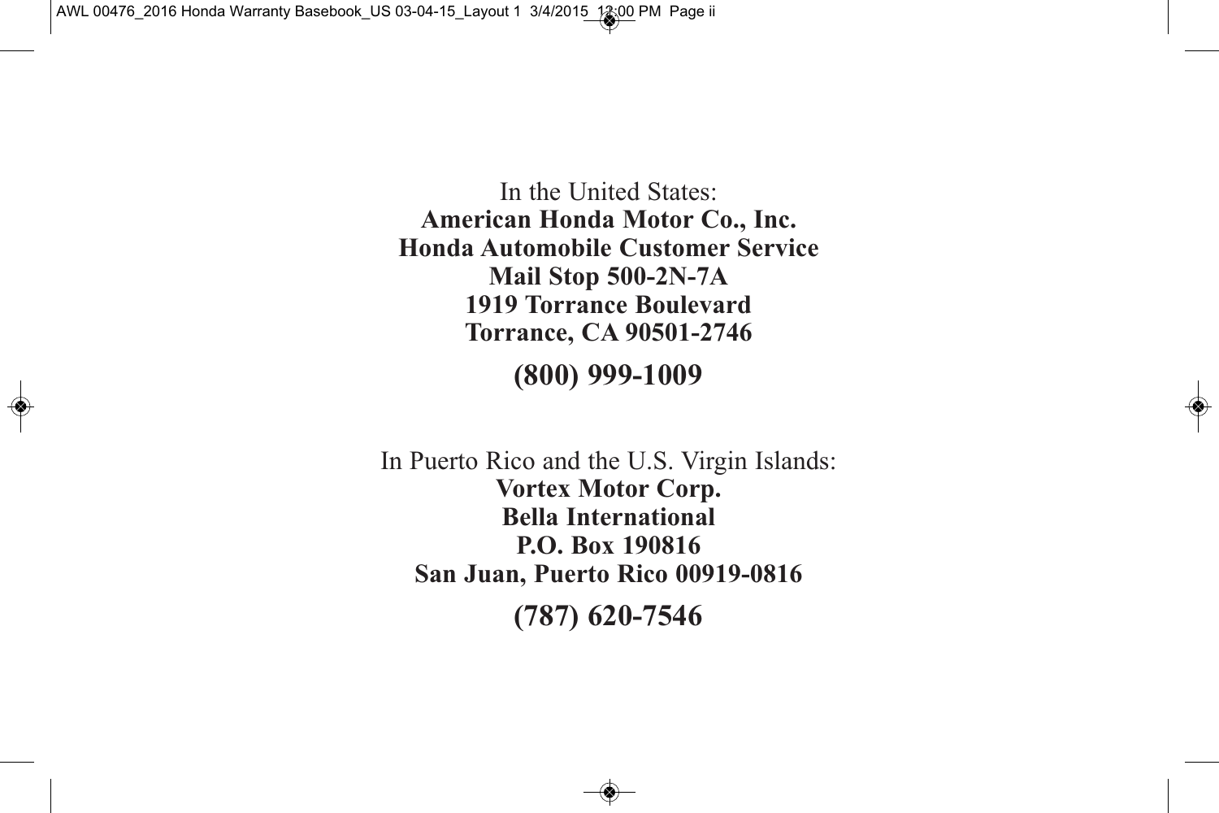In the United States:

**American Honda Motor Co., Inc.**
**Honda Automobile Customer Service**
**Mail Stop 500-2N-7A**
**1919 Torrance Boulevard**
**Torrance, CA 90501-2746**

**(800) 999-1009**

In Puerto Rico and the U.S. Virgin Islands:

**Vortex Motor Corp.**
**Bella International**
**P.O. Box 190816**
**San Juan, Puerto Rico 00919-0816**

**(787) 620-7546**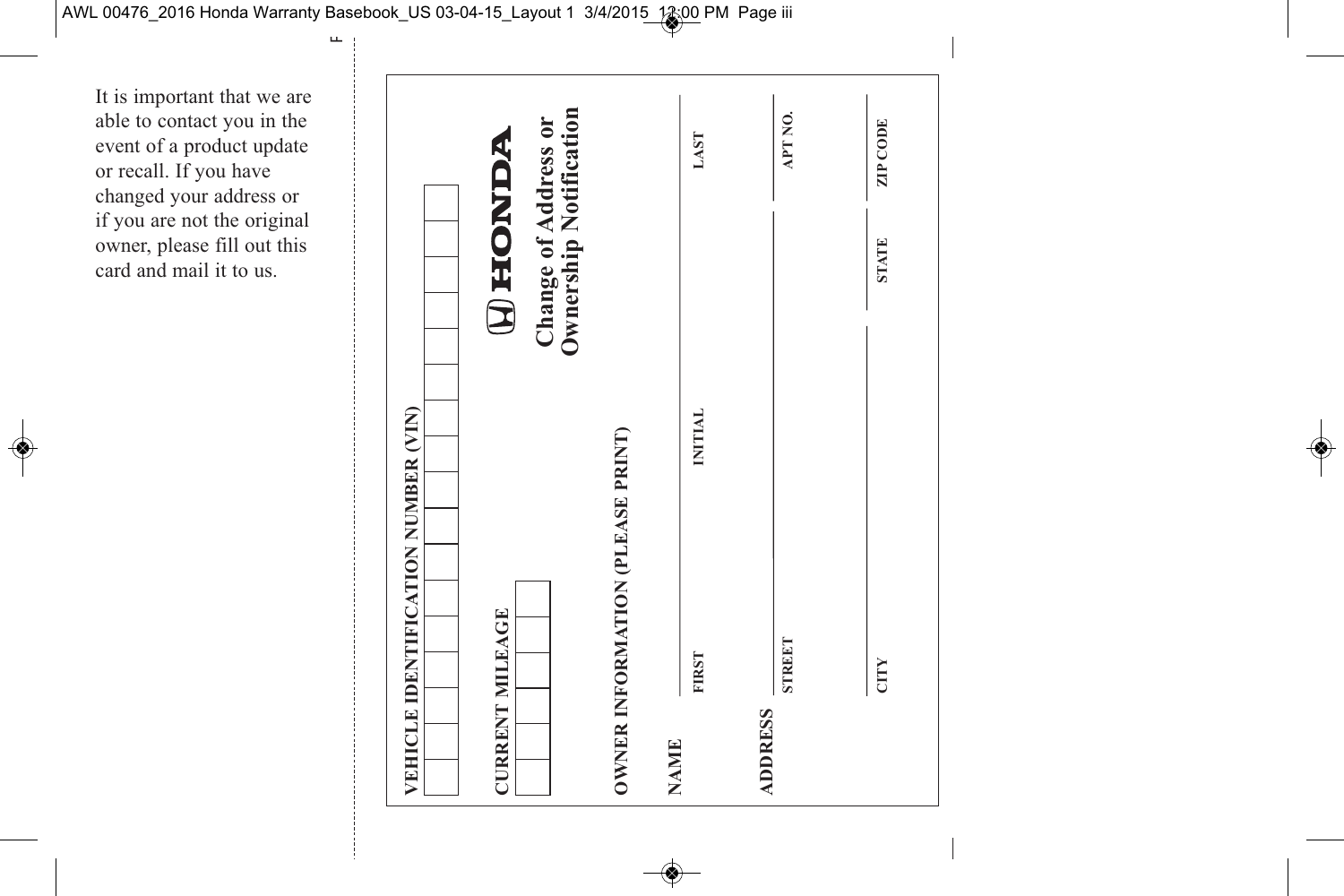It is important that we are able to contact you in the event of a product update or recall. If you have changed your address or if you are not the original owner, please fill out this card and mail it to us.

**HONDA**

## Change of Address or Ownership Notification

**VEHICLE IDENTIFICATION NUMBER (VIN)**

| | | | | | | | | | | | | | | | | |
|---|---|---|---|---|---|---|---|---|---|---|---|---|---|---|---|---|
| | | | | | | | | | | | | | | | | |

**CURRENT MILEAGE**

| | | | | | |
|---|---|---|---|---|---|
| | | | | | |

**OWNER INFORMATION (PLEASE PRINT)**

**NAME**

FIRST ______ INITIAL ______ LAST ______

**ADDRESS**

STREET ______ APT NO. ______

CITY ______ STATE ______ ZIP CODE ______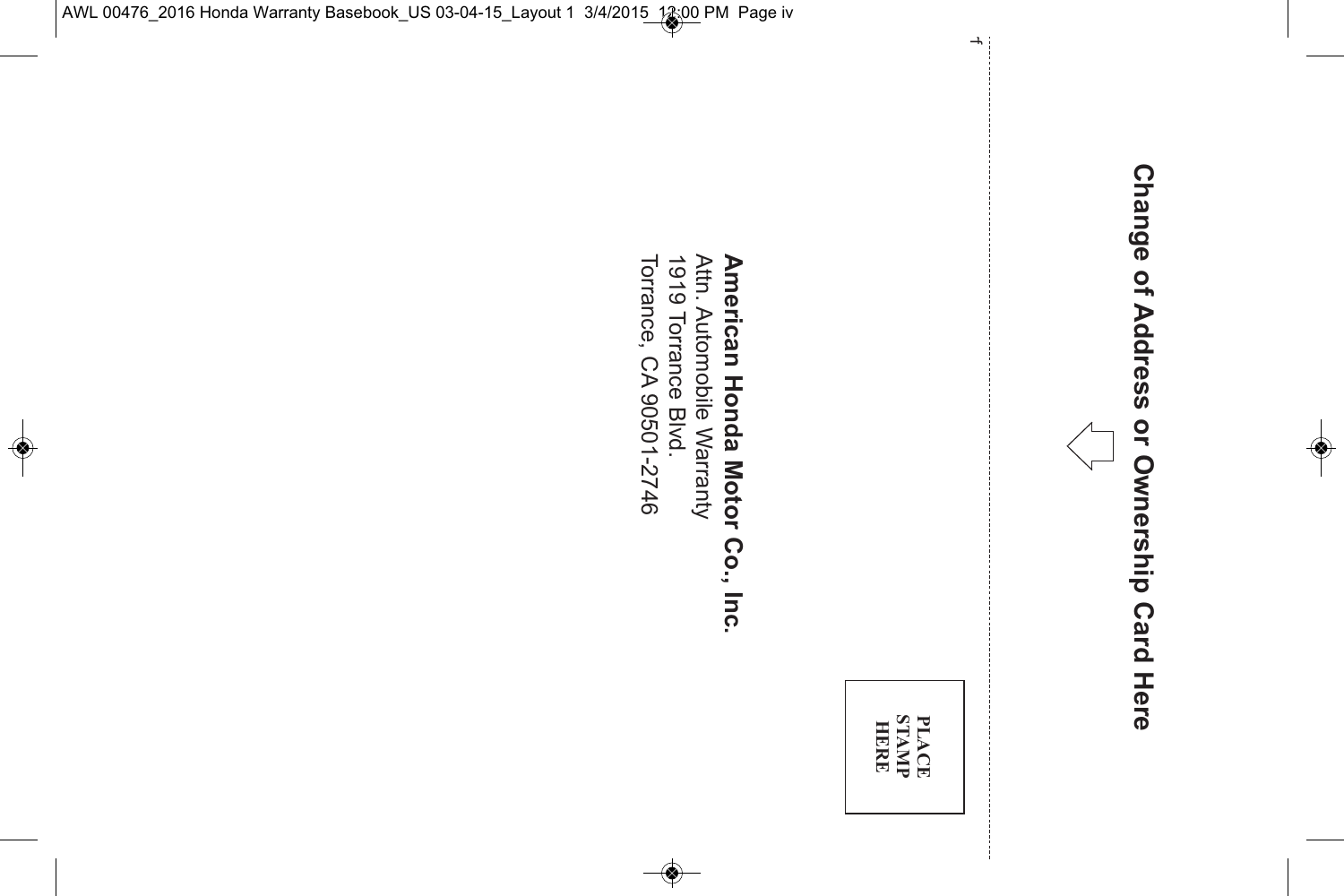# Change of Address or Ownership Card Here

PLACE
STAMP
HERE

**American Honda Motor Co., Inc.**
Attn. Automobile Warranty
1919 Torrance Blvd.
Torrance, CA 90501-2746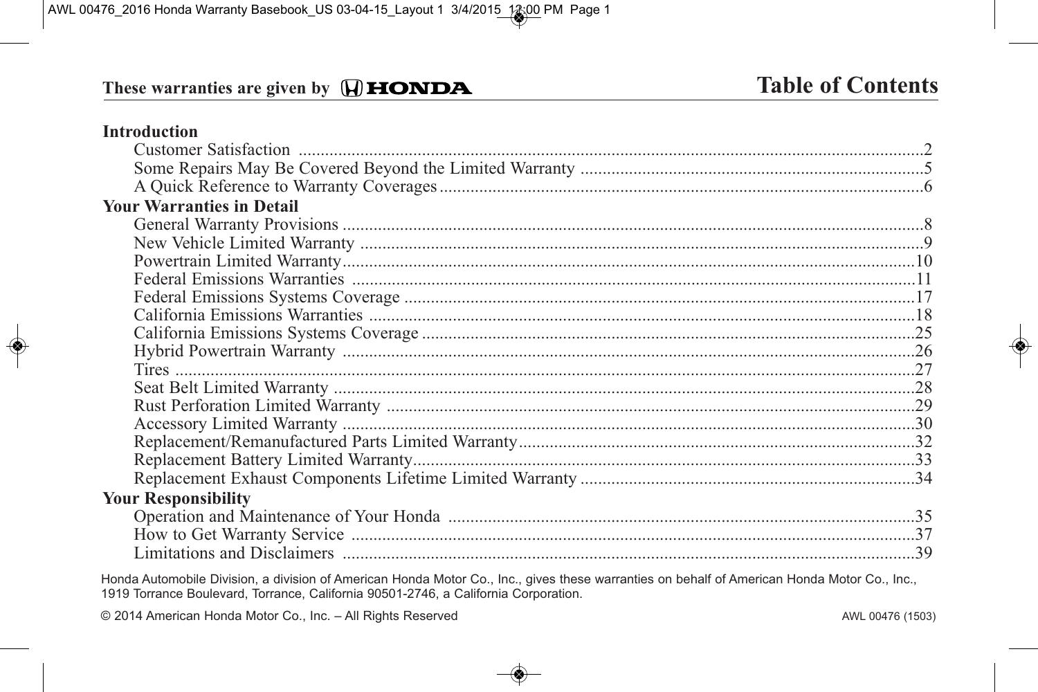These warranties are given by HONDA

# Table of Contents

**Introduction**

| | |
|---|---|
| Customer Satisfaction | 2 |
| Some Repairs May Be Covered Beyond the Limited Warranty | 5 |
| A Quick Reference to Warranty Coverages | 6 |

**Your Warranties in Detail**

| | |
|---|---|
| General Warranty Provisions | 8 |
| New Vehicle Limited Warranty | 9 |
| Powertrain Limited Warranty | 10 |
| Federal Emissions Warranties | 11 |
| Federal Emissions Systems Coverage | 17 |
| California Emissions Warranties | 18 |
| California Emissions Systems Coverage | 25 |
| Hybrid Powertrain Warranty | 26 |
| Tires | 27 |
| Seat Belt Limited Warranty | 28 |
| Rust Perforation Limited Warranty | 29 |
| Accessory Limited Warranty | 30 |
| Replacement/Remanufactured Parts Limited Warranty | 32 |
| Replacement Battery Limited Warranty | 33 |
| Replacement Exhaust Components Lifetime Limited Warranty | 34 |

**Your Responsibility**

| | |
|---|---|
| Operation and Maintenance of Your Honda | 35 |
| How to Get Warranty Service | 37 |
| Limitations and Disclaimers | 39 |

Honda Automobile Division, a division of American Honda Motor Co., Inc., gives these warranties on behalf of American Honda Motor Co., Inc., 1919 Torrance Boulevard, Torrance, California 90501-2746, a California Corporation.

© 2014 American Honda Motor Co., Inc. – All Rights Reserved

AWL 00476 (1503)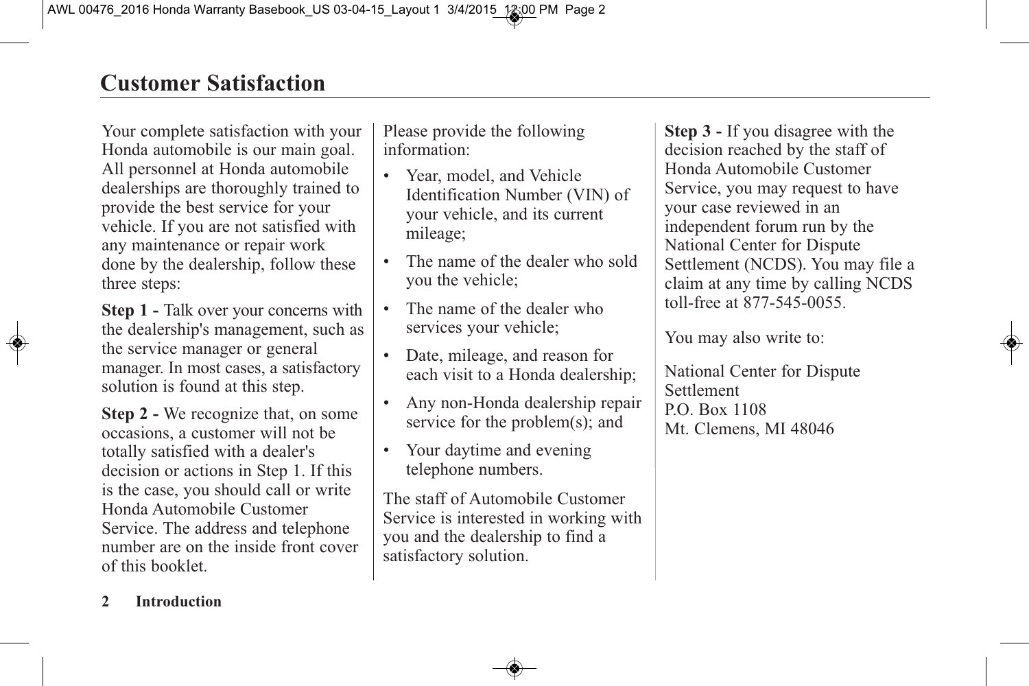# Customer Satisfaction

Your complete satisfaction with your Honda automobile is our main goal. All personnel at Honda automobile dealerships are thoroughly trained to provide the best service for your vehicle. If you are not satisfied with any maintenance or repair work done by the dealership, follow these three steps:

**Step 1 -** Talk over your concerns with the dealership's management, such as the service manager or general manager. In most cases, a satisfactory solution is found at this step.

**Step 2 -** We recognize that, on some occasions, a customer will not be totally satisfied with a dealer's decision or actions in Step 1. If this is the case, you should call or write Honda Automobile Customer Service. The address and telephone number are on the inside front cover of this booklet.

Please provide the following information:

- Year, model, and Vehicle Identification Number (VIN) of your vehicle, and its current mileage;
- The name of the dealer who sold you the vehicle;
- The name of the dealer who services your vehicle;
- Date, mileage, and reason for each visit to a Honda dealership;
- Any non-Honda dealership repair service for the problem(s); and
- Your daytime and evening telephone numbers.

The staff of Automobile Customer Service is interested in working with you and the dealership to find a satisfactory solution.

**Step 3 -** If you disagree with the decision reached by the staff of Honda Automobile Customer Service, you may request to have your case reviewed in an independent forum run by the National Center for Dispute Settlement (NCDS). You may file a claim at any time by calling NCDS toll-free at 877-545-0055.

You may also write to:

National Center for Dispute Settlement
P.O. Box 1108
Mt. Clemens, MI 48046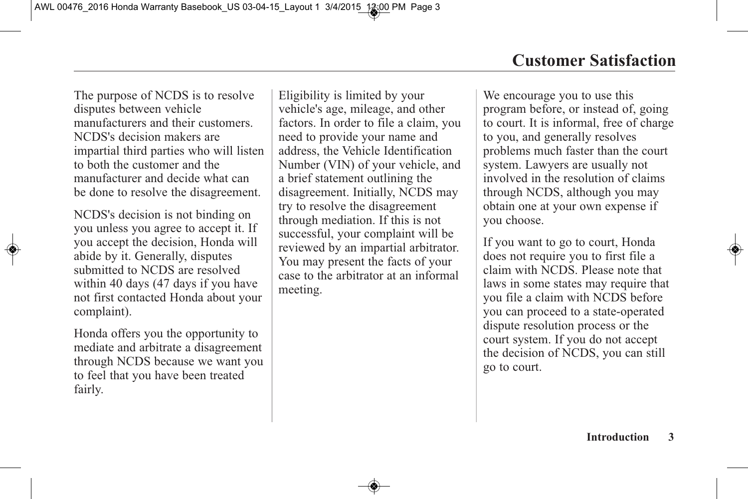# Customer Satisfaction

The purpose of NCDS is to resolve disputes between vehicle manufacturers and their customers. NCDS's decision makers are impartial third parties who will listen to both the customer and the manufacturer and decide what can be done to resolve the disagreement.

NCDS's decision is not binding on you unless you agree to accept it. If you accept the decision, Honda will abide by it. Generally, disputes submitted to NCDS are resolved within 40 days (47 days if you have not first contacted Honda about your complaint).

Honda offers you the opportunity to mediate and arbitrate a disagreement through NCDS because we want you to feel that you have been treated fairly.

Eligibility is limited by your vehicle's age, mileage, and other factors. In order to file a claim, you need to provide your name and address, the Vehicle Identification Number (VIN) of your vehicle, and a brief statement outlining the disagreement. Initially, NCDS may try to resolve the disagreement through mediation. If this is not successful, your complaint will be reviewed by an impartial arbitrator. You may present the facts of your case to the arbitrator at an informal meeting.

We encourage you to use this program before, or instead of, going to court. It is informal, free of charge to you, and generally resolves problems much faster than the court system. Lawyers are usually not involved in the resolution of claims through NCDS, although you may obtain one at your own expense if you choose.

If you want to go to court, Honda does not require you to first file a claim with NCDS. Please note that laws in some states may require that you file a claim with NCDS before you can proceed to a state-operated dispute resolution process or the court system. If you do not accept the decision of NCDS, you can still go to court.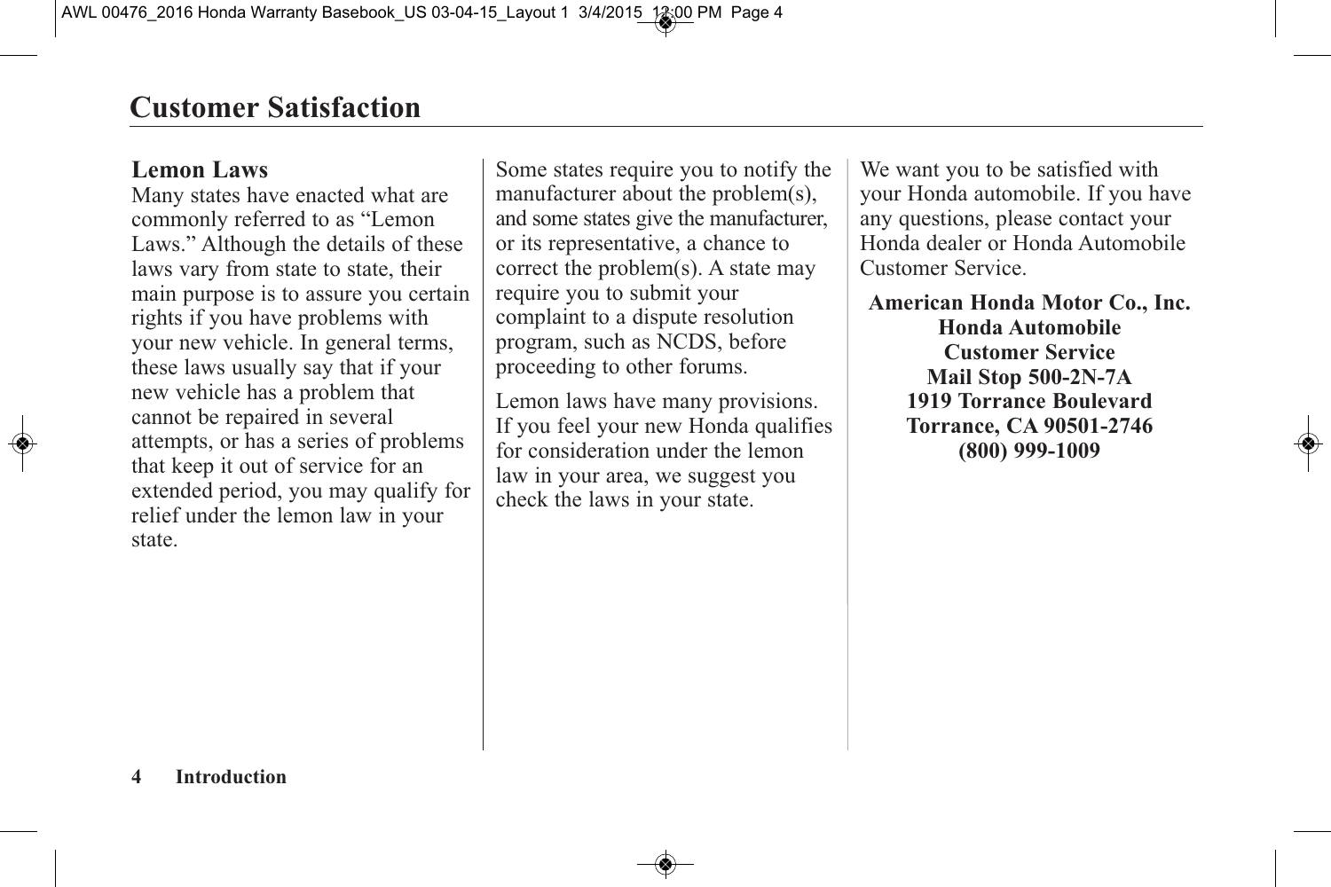# Customer Satisfaction

## Lemon Laws

Many states have enacted what are commonly referred to as "Lemon Laws." Although the details of these laws vary from state to state, their main purpose is to assure you certain rights if you have problems with your new vehicle. In general terms, these laws usually say that if your new vehicle has a problem that cannot be repaired in several attempts, or has a series of problems that keep it out of service for an extended period, you may qualify for relief under the lemon law in your state.

Some states require you to notify the manufacturer about the problem(s), and some states give the manufacturer, or its representative, a chance to correct the problem(s). A state may require you to submit your complaint to a dispute resolution program, such as NCDS, before proceeding to other forums.

Lemon laws have many provisions. If you feel your new Honda qualifies for consideration under the lemon law in your area, we suggest you check the laws in your state.

We want you to be satisfied with your Honda automobile. If you have any questions, please contact your Honda dealer or Honda Automobile Customer Service.

**American Honda Motor Co., Inc.**
**Honda Automobile**
**Customer Service**
**Mail Stop 500-2N-7A**
**1919 Torrance Boulevard**
**Torrance, CA 90501-2746**
**(800) 999-1009**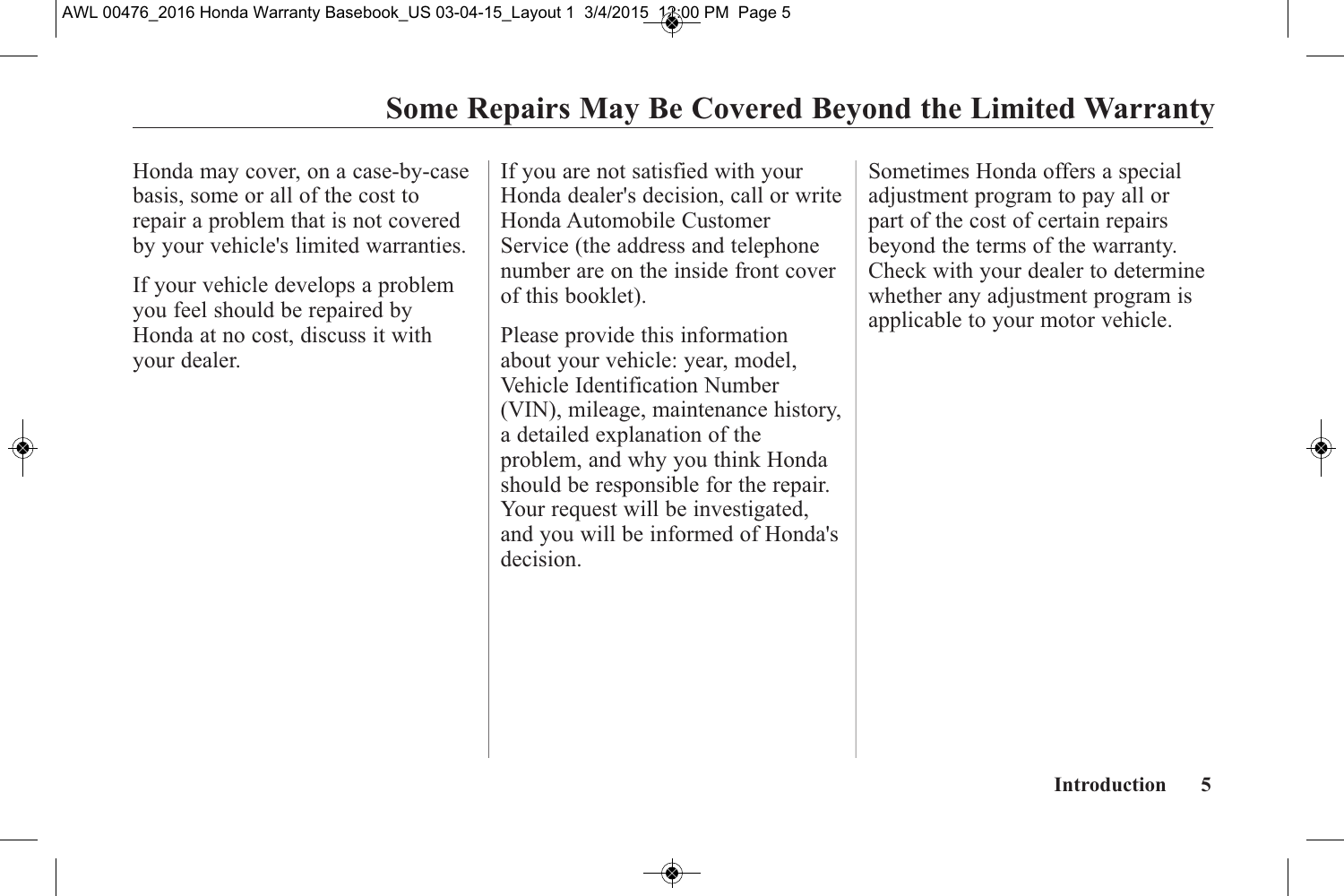# Some Repairs May Be Covered Beyond the Limited Warranty

Honda may cover, on a case-by-case basis, some or all of the cost to repair a problem that is not covered by your vehicle's limited warranties.

If your vehicle develops a problem you feel should be repaired by Honda at no cost, discuss it with your dealer.

If you are not satisfied with your Honda dealer's decision, call or write Honda Automobile Customer Service (the address and telephone number are on the inside front cover of this booklet).

Please provide this information about your vehicle: year, model, Vehicle Identification Number (VIN), mileage, maintenance history, a detailed explanation of the problem, and why you think Honda should be responsible for the repair. Your request will be investigated, and you will be informed of Honda's decision.

Sometimes Honda offers a special adjustment program to pay all or part of the cost of certain repairs beyond the terms of the warranty. Check with your dealer to determine whether any adjustment program is applicable to your motor vehicle.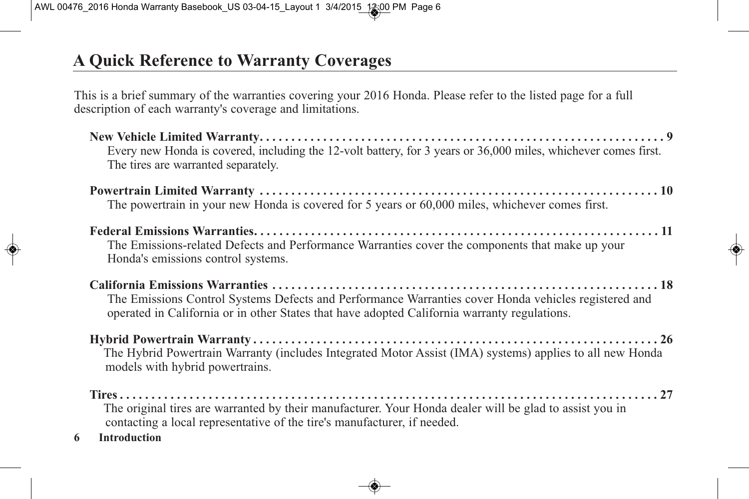# A Quick Reference to Warranty Coverages

This is a brief summary of the warranties covering your 2016 Honda. Please refer to the listed page for a full description of each warranty's coverage and limitations.

**New Vehicle Limited Warranty. . . . . . . . . . . . . . . . . . . . . . . . . . . . . . . . . . . . . . . . . . . . . . . . . . . . . . . . . . . . . 9**
Every new Honda is covered, including the 12-volt battery, for 3 years or 36,000 miles, whichever comes first. The tires are warranted separately.

**Powertrain Limited Warranty . . . . . . . . . . . . . . . . . . . . . . . . . . . . . . . . . . . . . . . . . . . . . . . . . . . . . . . . . . . . . 10**
The powertrain in your new Honda is covered for 5 years or 60,000 miles, whichever comes first.

**Federal Emissions Warranties. . . . . . . . . . . . . . . . . . . . . . . . . . . . . . . . . . . . . . . . . . . . . . . . . . . . . . . . . . . . . 11**
The Emissions-related Defects and Performance Warranties cover the components that make up your Honda's emissions control systems.

**California Emissions Warranties . . . . . . . . . . . . . . . . . . . . . . . . . . . . . . . . . . . . . . . . . . . . . . . . . . . . . . . . . . . 18**
The Emissions Control Systems Defects and Performance Warranties cover Honda vehicles registered and operated in California or in other States that have adopted California warranty regulations.

**Hybrid Powertrain Warranty . . . . . . . . . . . . . . . . . . . . . . . . . . . . . . . . . . . . . . . . . . . . . . . . . . . . . . . . . . . . . . 26**
The Hybrid Powertrain Warranty (includes Integrated Motor Assist (IMA) systems) applies to all new Honda models with hybrid powertrains.

**Tires . . . . . . . . . . . . . . . . . . . . . . . . . . . . . . . . . . . . . . . . . . . . . . . . . . . . . . . . . . . . . . . . . . . . . . . . . . . . . . . . . 27**
The original tires are warranted by their manufacturer. Your Honda dealer will be glad to assist you in contacting a local representative of the tire's manufacturer, if needed.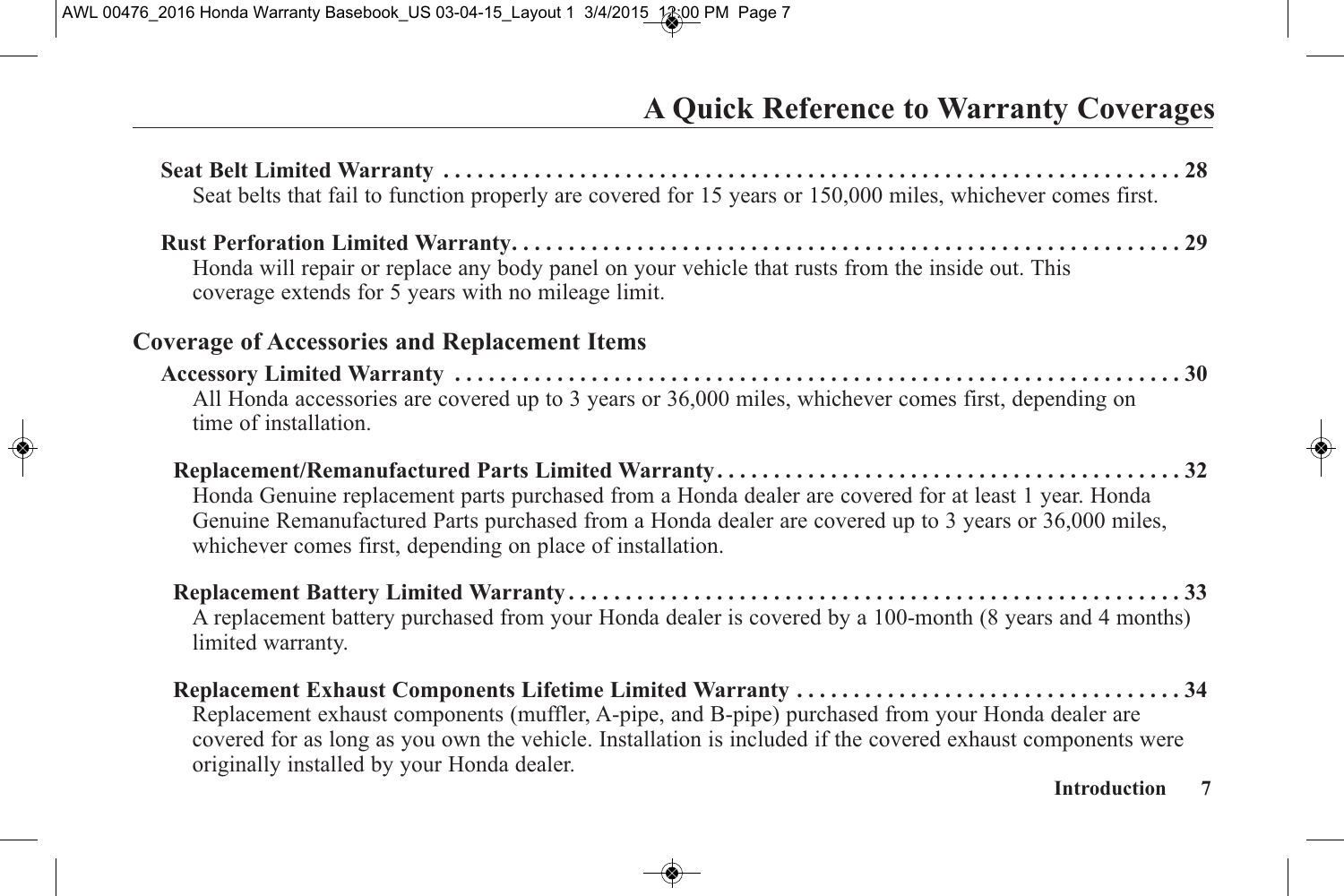# A Quick Reference to Warranty Coverages

**Seat Belt Limited Warranty** . . . . . . . . . . . . . . . . . . . . . . . . . . . . . . . . . . . . . . . . . . . . . . . . . . . . . . . . . . . . . 28

Seat belts that fail to function properly are covered for 15 years or 150,000 miles, whichever comes first.

**Rust Perforation Limited Warranty** . . . . . . . . . . . . . . . . . . . . . . . . . . . . . . . . . . . . . . . . . . . . . . . . . . . . . . . 29

Honda will repair or replace any body panel on your vehicle that rusts from the inside out. This coverage extends for 5 years with no mileage limit.

## Coverage of Accessories and Replacement Items

**Accessory Limited Warranty** . . . . . . . . . . . . . . . . . . . . . . . . . . . . . . . . . . . . . . . . . . . . . . . . . . . . . . . . . . . . . 30

All Honda accessories are covered up to 3 years or 36,000 miles, whichever comes first, depending on time of installation.

**Replacement/Remanufactured Parts Limited Warranty** . . . . . . . . . . . . . . . . . . . . . . . . . . . . . . . . . . . . . . . . 32

Honda Genuine replacement parts purchased from a Honda dealer are covered for at least 1 year. Honda Genuine Remanufactured Parts purchased from a Honda dealer are covered up to 3 years or 36,000 miles, whichever comes first, depending on place of installation.

**Replacement Battery Limited Warranty** . . . . . . . . . . . . . . . . . . . . . . . . . . . . . . . . . . . . . . . . . . . . . . . . . . . . 33

A replacement battery purchased from your Honda dealer is covered by a 100-month (8 years and 4 months) limited warranty.

**Replacement Exhaust Components Lifetime Limited Warranty** . . . . . . . . . . . . . . . . . . . . . . . . . . . . . . . . . 34

Replacement exhaust components (muffler, A-pipe, and B-pipe) purchased from your Honda dealer are covered for as long as you own the vehicle. Installation is included if the covered exhaust components were originally installed by your Honda dealer.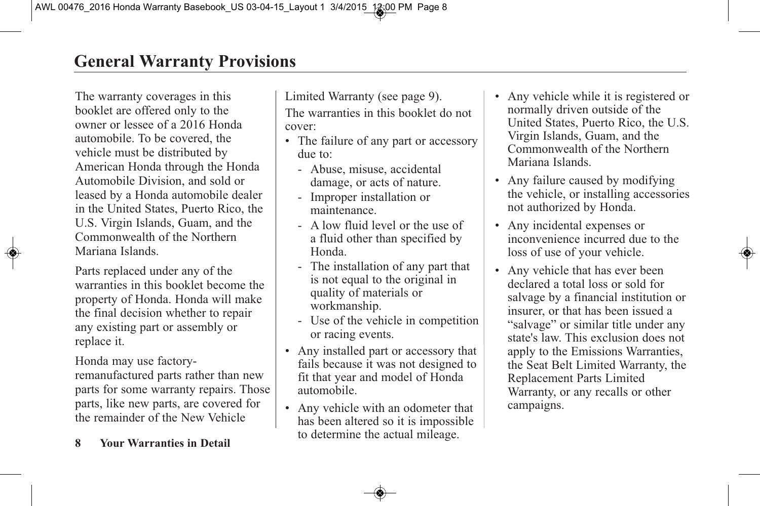# General Warranty Provisions

The warranty coverages in this booklet are offered only to the owner or lessee of a 2016 Honda automobile. To be covered, the vehicle must be distributed by American Honda through the Honda Automobile Division, and sold or leased by a Honda automobile dealer in the United States, Puerto Rico, the U.S. Virgin Islands, Guam, and the Commonwealth of the Northern Mariana Islands.

Parts replaced under any of the warranties in this booklet become the property of Honda. Honda will make the final decision whether to repair any existing part or assembly or replace it.

Honda may use factory-remanufactured parts rather than new parts for some warranty repairs. Those parts, like new parts, are covered for the remainder of the New Vehicle Limited Warranty (see page 9).

The warranties in this booklet do not cover:

- The failure of any part or accessory due to:
  - Abuse, misuse, accidental damage, or acts of nature.
  - Improper installation or maintenance.
  - A low fluid level or the use of a fluid other than specified by Honda.
  - The installation of any part that is not equal to the original in quality of materials or workmanship.
  - Use of the vehicle in competition or racing events.
- Any installed part or accessory that fails because it was not designed to fit that year and model of Honda automobile.
- Any vehicle with an odometer that has been altered so it is impossible to determine the actual mileage.
- Any vehicle while it is registered or normally driven outside of the United States, Puerto Rico, the U.S. Virgin Islands, Guam, and the Commonwealth of the Northern Mariana Islands.
- Any failure caused by modifying the vehicle, or installing accessories not authorized by Honda.
- Any incidental expenses or inconvenience incurred due to the loss of use of your vehicle.
- Any vehicle that has ever been declared a total loss or sold for salvage by a financial institution or insurer, or that has been issued a "salvage" or similar title under any state's law. This exclusion does not apply to the Emissions Warranties, the Seat Belt Limited Warranty, the Replacement Parts Limited Warranty, or any recalls or other campaigns.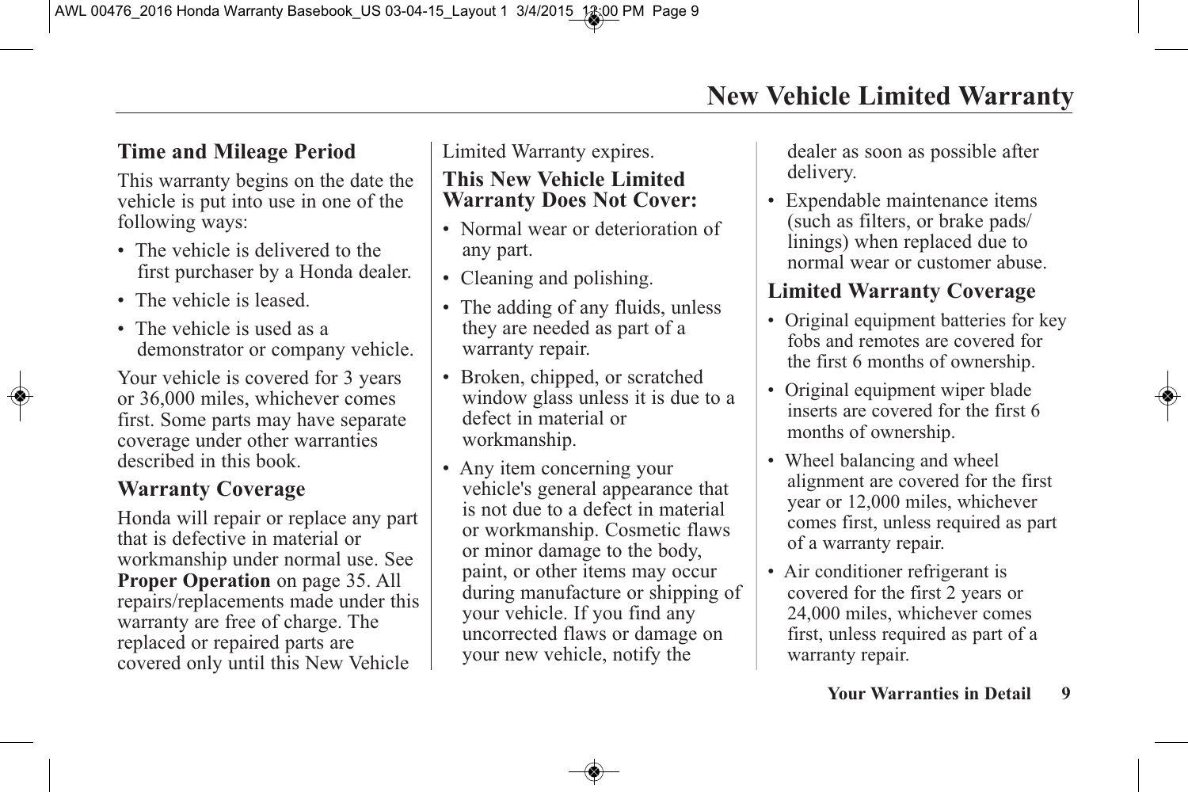# New Vehicle Limited Warranty

## Time and Mileage Period

This warranty begins on the date the vehicle is put into use in one of the following ways:

- The vehicle is delivered to the first purchaser by a Honda dealer.
- The vehicle is leased.
- The vehicle is used as a demonstrator or company vehicle.

Your vehicle is covered for 3 years or 36,000 miles, whichever comes first. Some parts may have separate coverage under other warranties described in this book.

## Warranty Coverage

Honda will repair or replace any part that is defective in material or workmanship under normal use. See **Proper Operation** on page 35. All repairs/replacements made under this warranty are free of charge. The replaced or repaired parts are covered only until this New Vehicle Limited Warranty expires.

## This New Vehicle Limited Warranty Does Not Cover:

- Normal wear or deterioration of any part.
- Cleaning and polishing.
- The adding of any fluids, unless they are needed as part of a warranty repair.
- Broken, chipped, or scratched window glass unless it is due to a defect in material or workmanship.
- Any item concerning your vehicle's general appearance that is not due to a defect in material or workmanship. Cosmetic flaws or minor damage to the body, paint, or other items may occur during manufacture or shipping of your vehicle. If you find any uncorrected flaws or damage on your new vehicle, notify the dealer as soon as possible after delivery.
- Expendable maintenance items (such as filters, or brake pads/linings) when replaced due to normal wear or customer abuse.

## Limited Warranty Coverage

- Original equipment batteries for key fobs and remotes are covered for the first 6 months of ownership.
- Original equipment wiper blade inserts are covered for the first 6 months of ownership.
- Wheel balancing and wheel alignment are covered for the first year or 12,000 miles, whichever comes first, unless required as part of a warranty repair.
- Air conditioner refrigerant is covered for the first 2 years or 24,000 miles, whichever comes first, unless required as part of a warranty repair.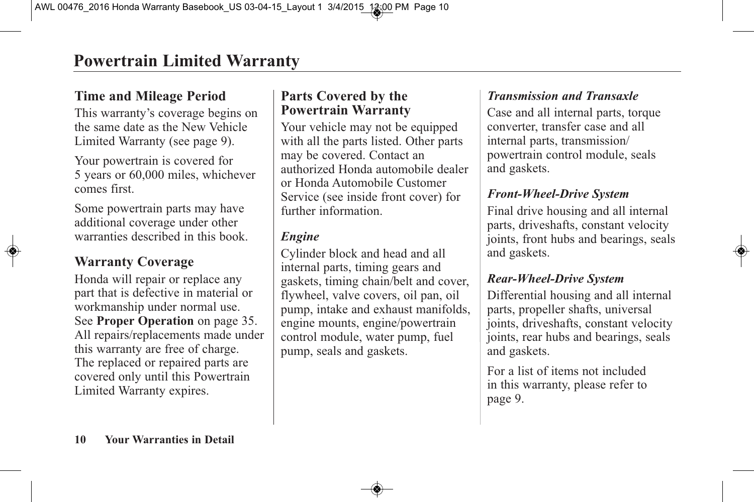# Powertrain Limited Warranty

## Time and Mileage Period

This warranty's coverage begins on the same date as the New Vehicle Limited Warranty (see page 9).

Your powertrain is covered for 5 years or 60,000 miles, whichever comes first.

Some powertrain parts may have additional coverage under other warranties described in this book.

## Warranty Coverage

Honda will repair or replace any part that is defective in material or workmanship under normal use. See **Proper Operation** on page 35. All repairs/replacements made under this warranty are free of charge. The replaced or repaired parts are covered only until this Powertrain Limited Warranty expires.

## Parts Covered by the Powertrain Warranty

Your vehicle may not be equipped with all the parts listed. Other parts may be covered. Contact an authorized Honda automobile dealer or Honda Automobile Customer Service (see inside front cover) for further information.

### *Engine*

Cylinder block and head and all internal parts, timing gears and gaskets, timing chain/belt and cover, flywheel, valve covers, oil pan, oil pump, intake and exhaust manifolds, engine mounts, engine/powertrain control module, water pump, fuel pump, seals and gaskets.

### *Transmission and Transaxle*

Case and all internal parts, torque converter, transfer case and all internal parts, transmission/powertrain control module, seals and gaskets.

### *Front-Wheel-Drive System*

Final drive housing and all internal parts, driveshafts, constant velocity joints, front hubs and bearings, seals and gaskets.

### *Rear-Wheel-Drive System*

Differential housing and all internal parts, propeller shafts, universal joints, driveshafts, constant velocity joints, rear hubs and bearings, seals and gaskets.

For a list of items not included in this warranty, please refer to page 9.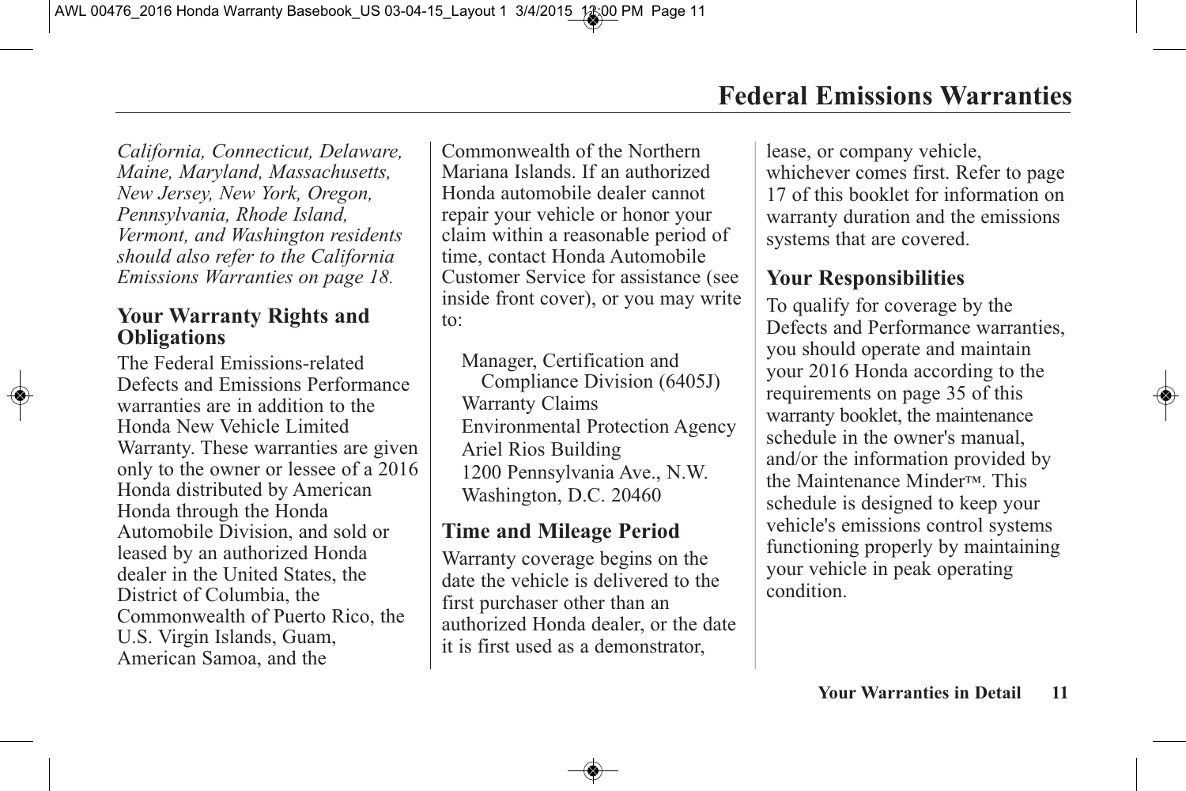# Federal Emissions Warranties

*California, Connecticut, Delaware, Maine, Maryland, Massachusetts, New Jersey, New York, Oregon, Pennsylvania, Rhode Island, Vermont, and Washington residents should also refer to the California Emissions Warranties on page 18.*

## Your Warranty Rights and Obligations

The Federal Emissions-related Defects and Emissions Performance warranties are in addition to the Honda New Vehicle Limited Warranty. These warranties are given only to the owner or lessee of a 2016 Honda distributed by American Honda through the Honda Automobile Division, and sold or leased by an authorized Honda dealer in the United States, the District of Columbia, the Commonwealth of Puerto Rico, the U.S. Virgin Islands, Guam, American Samoa, and the Commonwealth of the Northern Mariana Islands. If an authorized Honda automobile dealer cannot repair your vehicle or honor your claim within a reasonable period of time, contact Honda Automobile Customer Service for assistance (see inside front cover), or you may write to:

Manager, Certification and Compliance Division (6405J)
Warranty Claims
Environmental Protection Agency
Ariel Rios Building
1200 Pennsylvania Ave., N.W.
Washington, D.C. 20460

## Time and Mileage Period

Warranty coverage begins on the date the vehicle is delivered to the first purchaser other than an authorized Honda dealer, or the date it is first used as a demonstrator, lease, or company vehicle, whichever comes first. Refer to page 17 of this booklet for information on warranty duration and the emissions systems that are covered.

## Your Responsibilities

To qualify for coverage by the Defects and Performance warranties, you should operate and maintain your 2016 Honda according to the requirements on page 35 of this warranty booklet, the maintenance schedule in the owner's manual, and/or the information provided by the Maintenance Minder™. This schedule is designed to keep your vehicle's emissions control systems functioning properly by maintaining your vehicle in peak operating condition.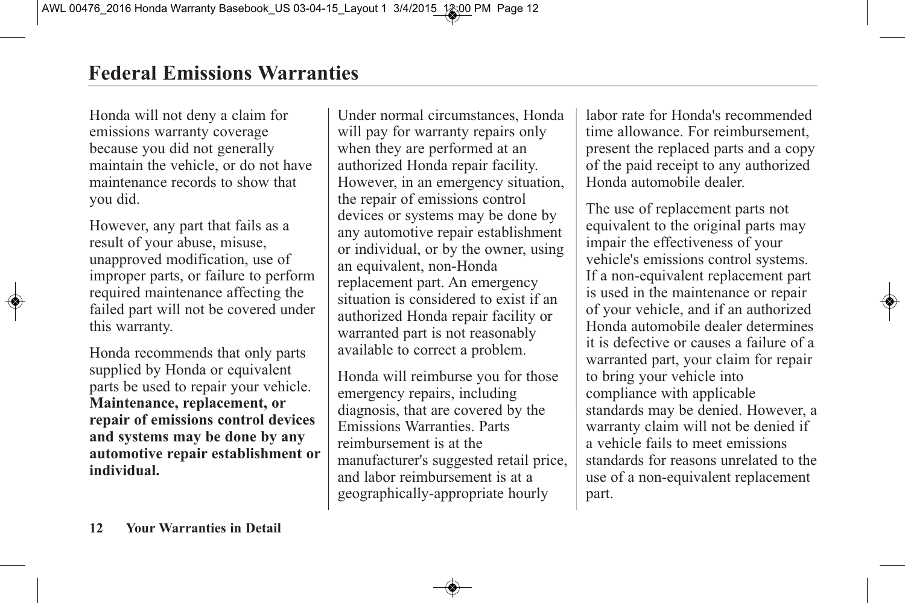# Federal Emissions Warranties

Honda will not deny a claim for emissions warranty coverage because you did not generally maintain the vehicle, or do not have maintenance records to show that you did.

However, any part that fails as a result of your abuse, misuse, unapproved modification, use of improper parts, or failure to perform required maintenance affecting the failed part will not be covered under this warranty.

Honda recommends that only parts supplied by Honda or equivalent parts be used to repair your vehicle. **Maintenance, replacement, or repair of emissions control devices and systems may be done by any automotive repair establishment or individual.**

Under normal circumstances, Honda will pay for warranty repairs only when they are performed at an authorized Honda repair facility. However, in an emergency situation, the repair of emissions control devices or systems may be done by any automotive repair establishment or individual, or by the owner, using an equivalent, non-Honda replacement part. An emergency situation is considered to exist if an authorized Honda repair facility or warranted part is not reasonably available to correct a problem.

Honda will reimburse you for those emergency repairs, including diagnosis, that are covered by the Emissions Warranties. Parts reimbursement is at the manufacturer's suggested retail price, and labor reimbursement is at a geographically-appropriate hourly labor rate for Honda's recommended time allowance. For reimbursement, present the replaced parts and a copy of the paid receipt to any authorized Honda automobile dealer.

The use of replacement parts not equivalent to the original parts may impair the effectiveness of your vehicle's emissions control systems. If a non-equivalent replacement part is used in the maintenance or repair of your vehicle, and if an authorized Honda automobile dealer determines it is defective or causes a failure of a warranted part, your claim for repair to bring your vehicle into compliance with applicable standards may be denied. However, a warranty claim will not be denied if a vehicle fails to meet emissions standards for reasons unrelated to the use of a non-equivalent replacement part.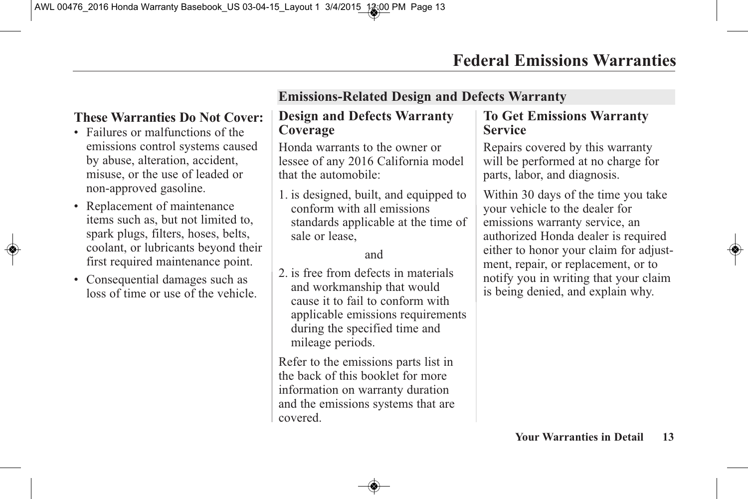# Federal Emissions Warranties

**These Warranties Do Not Cover:**

- Failures or malfunctions of the emissions control systems caused by abuse, alteration, accident, misuse, or the use of leaded or non-approved gasoline.
- Replacement of maintenance items such as, but not limited to, spark plugs, filters, hoses, belts, coolant, or lubricants beyond their first required maintenance point.
- Consequential damages such as loss of time or use of the vehicle.

## Emissions-Related Design and Defects Warranty

### Design and Defects Warranty Coverage

Honda warrants to the owner or lessee of any 2016 California model that the automobile:

1. is designed, built, and equipped to conform with all emissions standards applicable at the time of sale or lease,

and

2. is free from defects in materials and workmanship that would cause it to fail to conform with applicable emissions requirements during the specified time and mileage periods.

Refer to the emissions parts list in the back of this booklet for more information on warranty duration and the emissions systems that are covered.

### To Get Emissions Warranty Service

Repairs covered by this warranty will be performed at no charge for parts, labor, and diagnosis.

Within 30 days of the time you take your vehicle to the dealer for emissions warranty service, an authorized Honda dealer is required either to honor your claim for adjustment, repair, or replacement, or to notify you in writing that your claim is being denied, and explain why.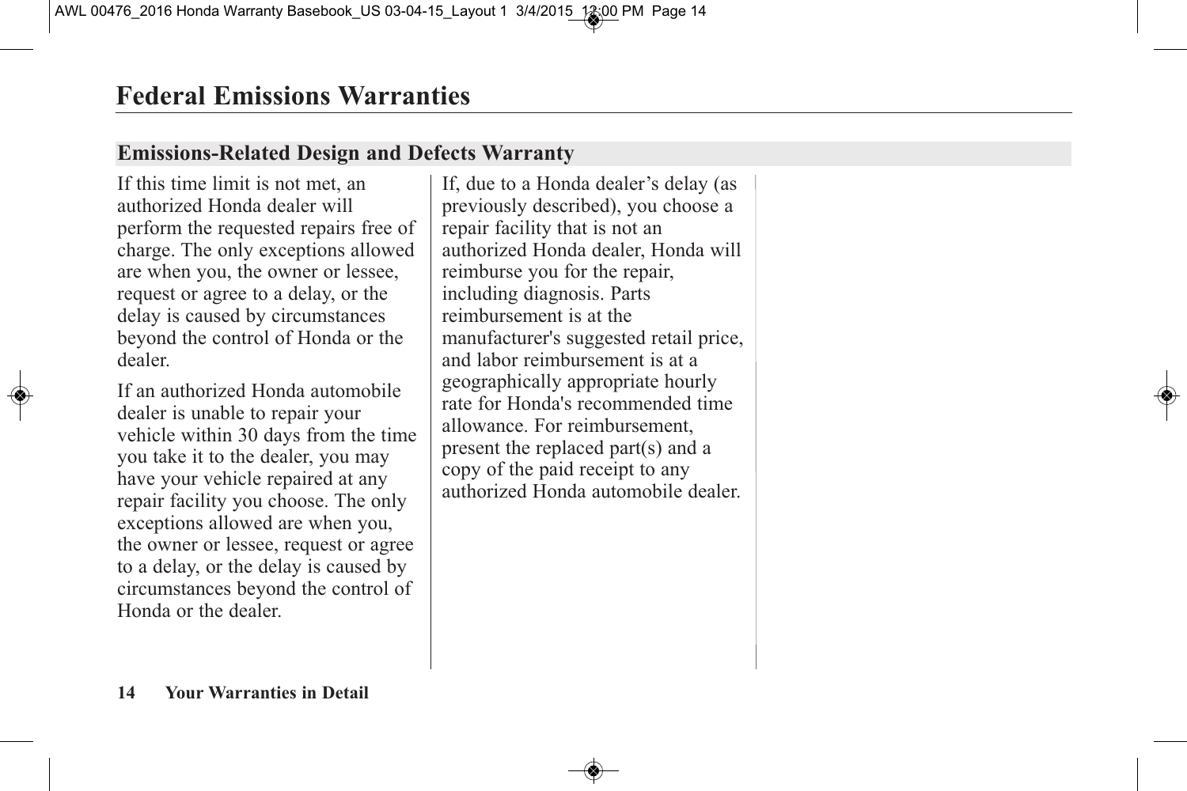# Federal Emissions Warranties

## Emissions-Related Design and Defects Warranty

If this time limit is not met, an authorized Honda dealer will perform the requested repairs free of charge. The only exceptions allowed are when you, the owner or lessee, request or agree to a delay, or the delay is caused by circumstances beyond the control of Honda or the dealer.

If an authorized Honda automobile dealer is unable to repair your vehicle within 30 days from the time you take it to the dealer, you may have your vehicle repaired at any repair facility you choose. The only exceptions allowed are when you, the owner or lessee, request or agree to a delay, or the delay is caused by circumstances beyond the control of Honda or the dealer.

If, due to a Honda dealer's delay (as previously described), you choose a repair facility that is not an authorized Honda dealer, Honda will reimburse you for the repair, including diagnosis. Parts reimbursement is at the manufacturer's suggested retail price, and labor reimbursement is at a geographically appropriate hourly rate for Honda's recommended time allowance. For reimbursement, present the replaced part(s) and a copy of the paid receipt to any authorized Honda automobile dealer.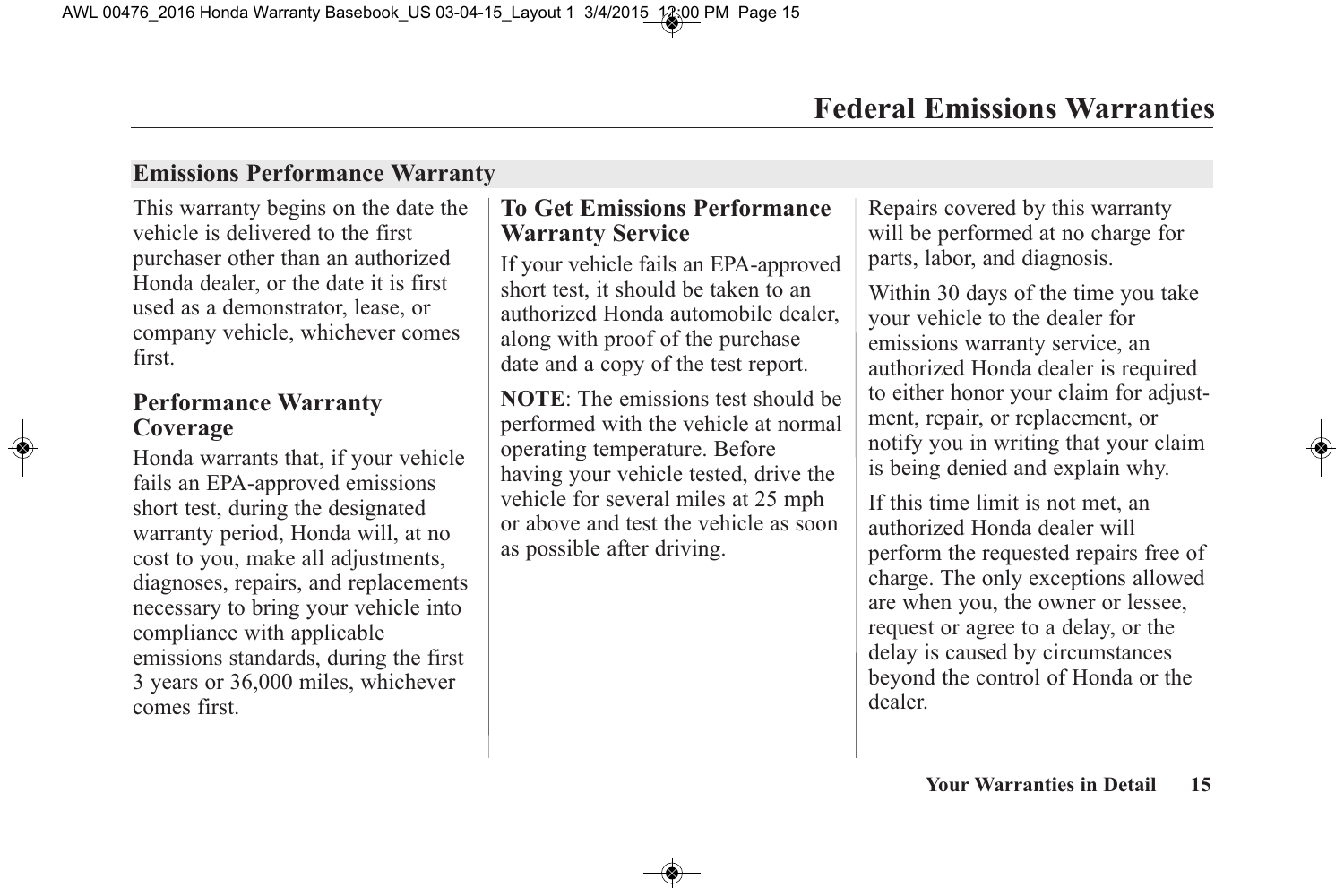# Federal Emissions Warranties

## Emissions Performance Warranty

This warranty begins on the date the vehicle is delivered to the first purchaser other than an authorized Honda dealer, or the date it is first used as a demonstrator, lease, or company vehicle, whichever comes first.

### Performance Warranty Coverage

Honda warrants that, if your vehicle fails an EPA-approved emissions short test, during the designated warranty period, Honda will, at no cost to you, make all adjustments, diagnoses, repairs, and replacements necessary to bring your vehicle into compliance with applicable emissions standards, during the first 3 years or 36,000 miles, whichever comes first.

### To Get Emissions Performance Warranty Service

If your vehicle fails an EPA-approved short test, it should be taken to an authorized Honda automobile dealer, along with proof of the purchase date and a copy of the test report.

**NOTE**: The emissions test should be performed with the vehicle at normal operating temperature. Before having your vehicle tested, drive the vehicle for several miles at 25 mph or above and test the vehicle as soon as possible after driving.

Repairs covered by this warranty will be performed at no charge for parts, labor, and diagnosis.

Within 30 days of the time you take your vehicle to the dealer for emissions warranty service, an authorized Honda dealer is required to either honor your claim for adjustment, repair, or replacement, or notify you in writing that your claim is being denied and explain why.

If this time limit is not met, an authorized Honda dealer will perform the requested repairs free of charge. The only exceptions allowed are when you, the owner or lessee, request or agree to a delay, or the delay is caused by circumstances beyond the control of Honda or the dealer.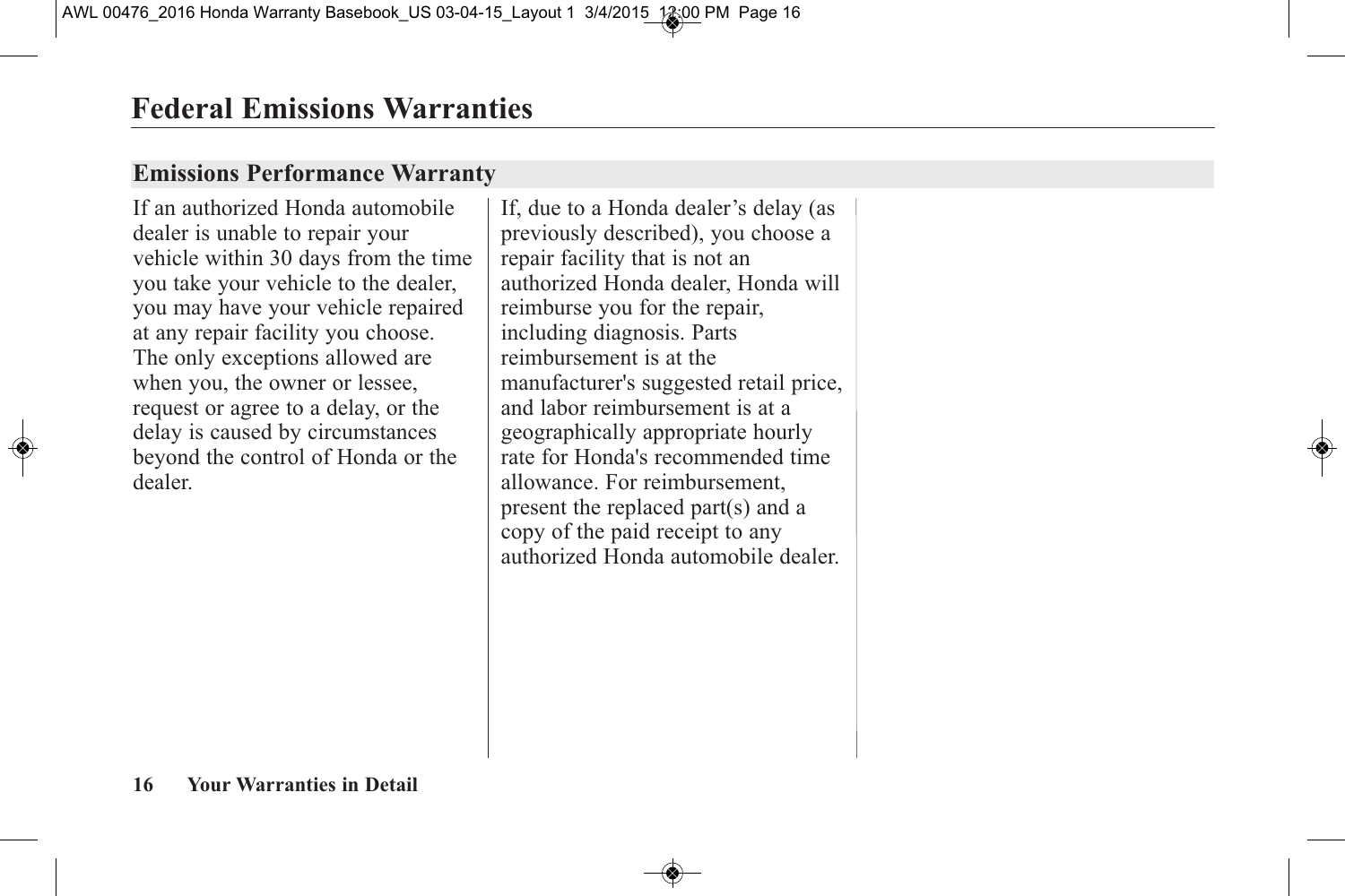# Federal Emissions Warranties

## Emissions Performance Warranty

If an authorized Honda automobile dealer is unable to repair your vehicle within 30 days from the time you take your vehicle to the dealer, you may have your vehicle repaired at any repair facility you choose. The only exceptions allowed are when you, the owner or lessee, request or agree to a delay, or the delay is caused by circumstances beyond the control of Honda or the dealer.

If, due to a Honda dealer's delay (as previously described), you choose a repair facility that is not an authorized Honda dealer, Honda will reimburse you for the repair, including diagnosis. Parts reimbursement is at the manufacturer's suggested retail price, and labor reimbursement is at a geographically appropriate hourly rate for Honda's recommended time allowance. For reimbursement, present the replaced part(s) and a copy of the paid receipt to any authorized Honda automobile dealer.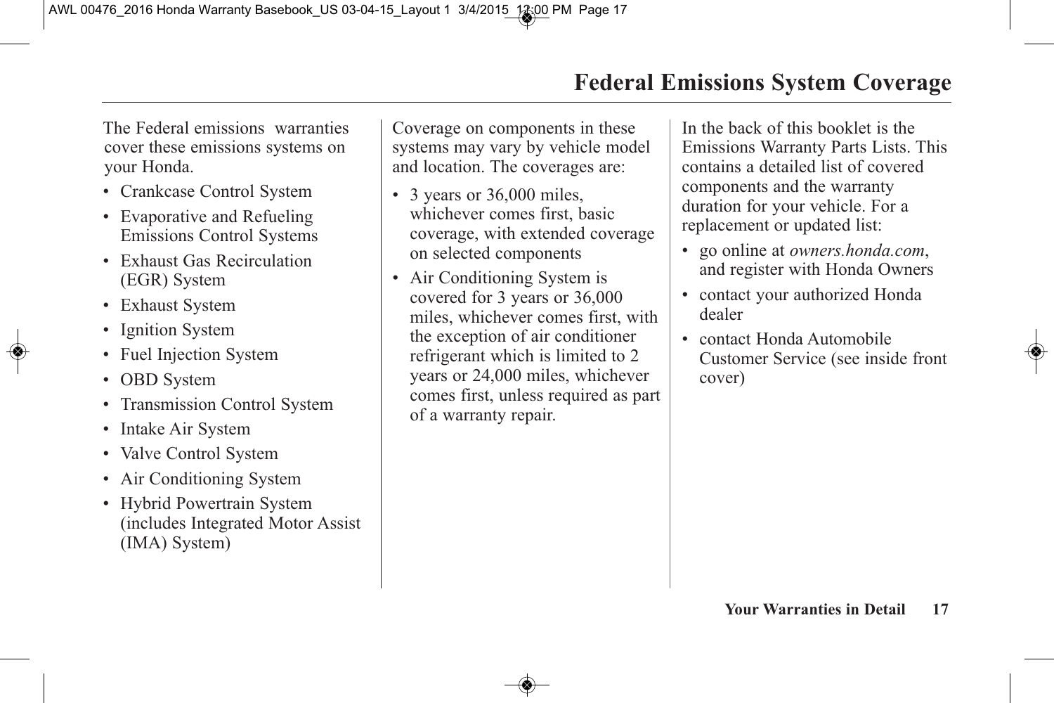# Federal Emissions System Coverage

The Federal emissions warranties cover these emissions systems on your Honda.

- Crankcase Control System
- Evaporative and Refueling Emissions Control Systems
- Exhaust Gas Recirculation (EGR) System
- Exhaust System
- Ignition System
- Fuel Injection System
- OBD System
- Transmission Control System
- Intake Air System
- Valve Control System
- Air Conditioning System
- Hybrid Powertrain System (includes Integrated Motor Assist (IMA) System)

Coverage on components in these systems may vary by vehicle model and location. The coverages are:

- 3 years or 36,000 miles, whichever comes first, basic coverage, with extended coverage on selected components
- Air Conditioning System is covered for 3 years or 36,000 miles, whichever comes first, with the exception of air conditioner refrigerant which is limited to 2 years or 24,000 miles, whichever comes first, unless required as part of a warranty repair.

In the back of this booklet is the Emissions Warranty Parts Lists. This contains a detailed list of covered components and the warranty duration for your vehicle. For a replacement or updated list:

- go online at *owners.honda.com*, and register with Honda Owners
- contact your authorized Honda dealer
- contact Honda Automobile Customer Service (see inside front cover)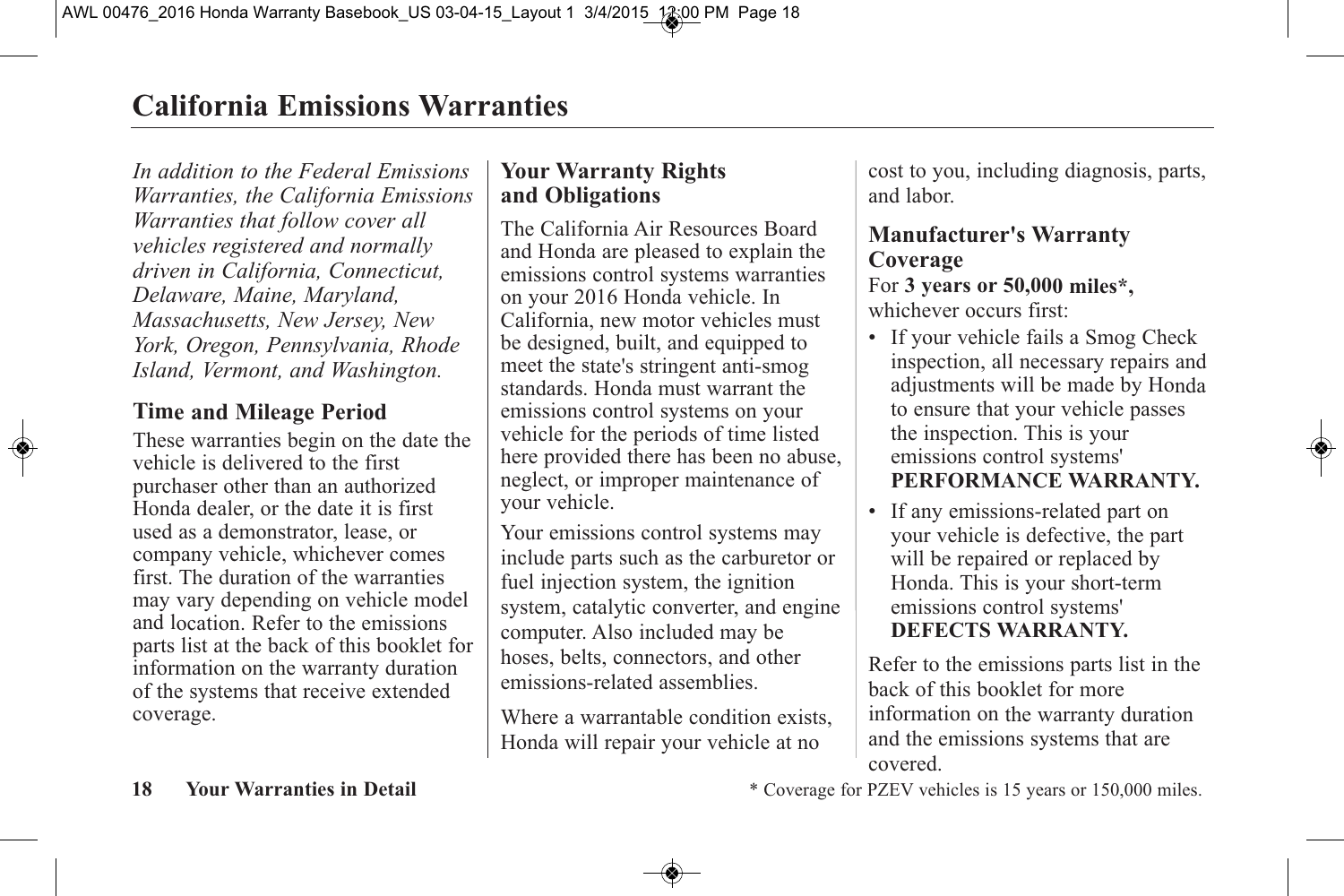# California Emissions Warranties

*In addition to the Federal Emissions Warranties, the California Emissions Warranties that follow cover all vehicles registered and normally driven in California, Connecticut, Delaware, Maine, Maryland, Massachusetts, New Jersey, New York, Oregon, Pennsylvania, Rhode Island, Vermont, and Washington.*

## Time and Mileage Period

These warranties begin on the date the vehicle is delivered to the first purchaser other than an authorized Honda dealer, or the date it is first used as a demonstrator, lease, or company vehicle, whichever comes first. The duration of the warranties may vary depending on vehicle model and location. Refer to the emissions parts list at the back of this booklet for information on the warranty duration of the systems that receive extended coverage.

## Your Warranty Rights and Obligations

The California Air Resources Board and Honda are pleased to explain the emissions control systems warranties on your 2016 Honda vehicle. In California, new motor vehicles must be designed, built, and equipped to meet the state's stringent anti-smog standards. Honda must warrant the emissions control systems on your vehicle for the periods of time listed here provided there has been no abuse, neglect, or improper maintenance of your vehicle.

Your emissions control systems may include parts such as the carburetor or fuel injection system, the ignition system, catalytic converter, and engine computer. Also included may be hoses, belts, connectors, and other emissions-related assemblies.

Where a warrantable condition exists, Honda will repair your vehicle at no cost to you, including diagnosis, parts, and labor.

## Manufacturer's Warranty Coverage

For **3 years or 50,000 miles***, whichever occurs first:

- If your vehicle fails a Smog Check inspection, all necessary repairs and adjustments will be made by Honda to ensure that your vehicle passes the inspection. This is your emissions control systems' **PERFORMANCE WARRANTY.**
- If any emissions-related part on your vehicle is defective, the part will be repaired or replaced by Honda. This is your short-term emissions control systems' **DEFECTS WARRANTY.**

Refer to the emissions parts list in the back of this booklet for more information on the warranty duration and the emissions systems that are covered.

* Coverage for PZEV vehicles is 15 years or 150,000 miles.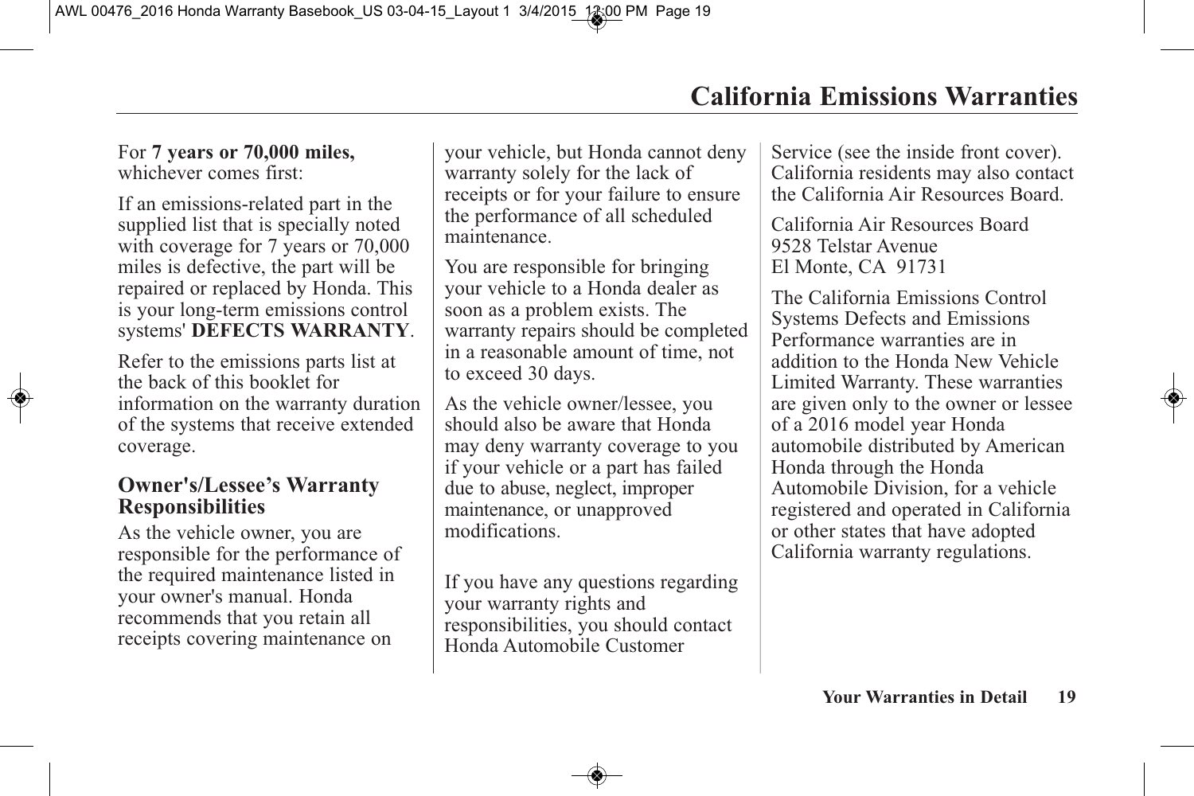# California Emissions Warranties

For **7 years or 70,000 miles,** whichever comes first:

If an emissions-related part in the supplied list that is specially noted with coverage for 7 years or 70,000 miles is defective, the part will be repaired or replaced by Honda. This is your long-term emissions control systems' **DEFECTS WARRANTY**.

Refer to the emissions parts list at the back of this booklet for information on the warranty duration of the systems that receive extended coverage.

## Owner's/Lessee's Warranty Responsibilities

As the vehicle owner, you are responsible for the performance of the required maintenance listed in your owner's manual. Honda recommends that you retain all receipts covering maintenance on your vehicle, but Honda cannot deny warranty solely for the lack of receipts or for your failure to ensure the performance of all scheduled maintenance.

You are responsible for bringing your vehicle to a Honda dealer as soon as a problem exists. The warranty repairs should be completed in a reasonable amount of time, not to exceed 30 days.

As the vehicle owner/lessee, you should also be aware that Honda may deny warranty coverage to you if your vehicle or a part has failed due to abuse, neglect, improper maintenance, or unapproved modifications.

If you have any questions regarding your warranty rights and responsibilities, you should contact Honda Automobile Customer Service (see the inside front cover). California residents may also contact the California Air Resources Board.

California Air Resources Board
9528 Telstar Avenue
El Monte, CA 91731

The California Emissions Control Systems Defects and Emissions Performance warranties are in addition to the Honda New Vehicle Limited Warranty. These warranties are given only to the owner or lessee of a 2016 model year Honda automobile distributed by American Honda through the Honda Automobile Division, for a vehicle registered and operated in California or other states that have adopted California warranty regulations.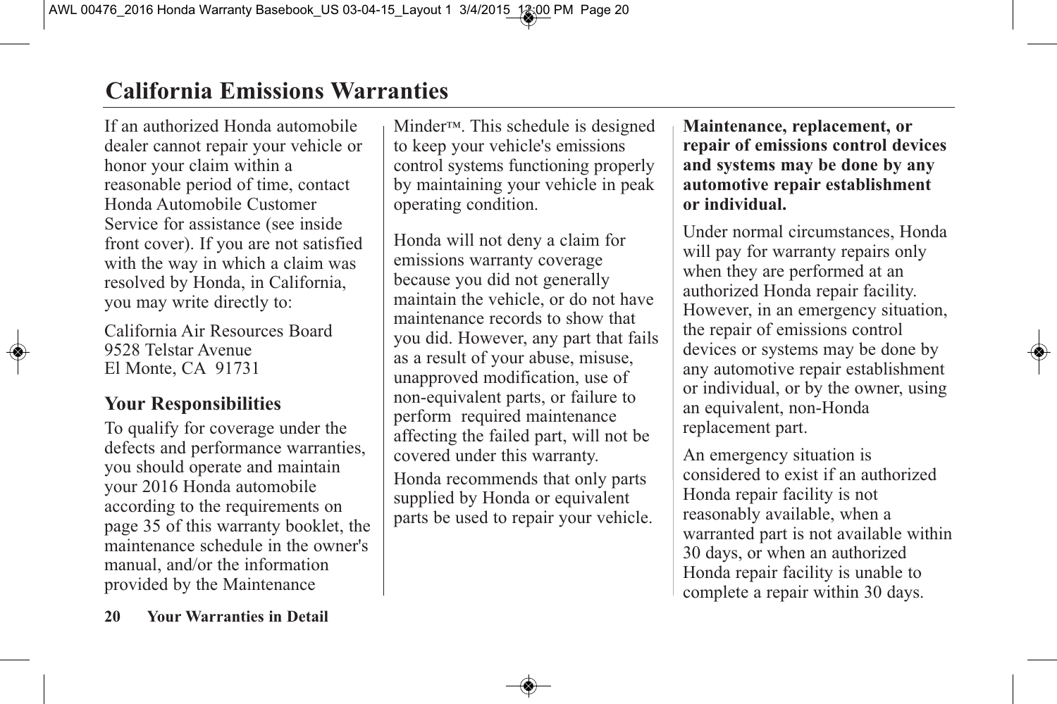# California Emissions Warranties

If an authorized Honda automobile dealer cannot repair your vehicle or honor your claim within a reasonable period of time, contact Honda Automobile Customer Service for assistance (see inside front cover). If you are not satisfied with the way in which a claim was resolved by Honda, in California, you may write directly to:

California Air Resources Board
9528 Telstar Avenue
El Monte, CA 91731

## Your Responsibilities

To qualify for coverage under the defects and performance warranties, you should operate and maintain your 2016 Honda automobile according to the requirements on page 35 of this warranty booklet, the maintenance schedule in the owner's manual, and/or the information provided by the Maintenance Minder™. This schedule is designed to keep your vehicle's emissions control systems functioning properly by maintaining your vehicle in peak operating condition.

Honda will not deny a claim for emissions warranty coverage because you did not generally maintain the vehicle, or do not have maintenance records to show that you did. However, any part that fails as a result of your abuse, misuse, unapproved modification, use of non-equivalent parts, or failure to perform required maintenance affecting the failed part, will not be covered under this warranty.

Honda recommends that only parts supplied by Honda or equivalent parts be used to repair your vehicle.

**Maintenance, replacement, or repair of emissions control devices and systems may be done by any automotive repair establishment or individual.**

Under normal circumstances, Honda will pay for warranty repairs only when they are performed at an authorized Honda repair facility. However, in an emergency situation, the repair of emissions control devices or systems may be done by any automotive repair establishment or individual, or by the owner, using an equivalent, non-Honda replacement part.

An emergency situation is considered to exist if an authorized Honda repair facility is not reasonably available, when a warranted part is not available within 30 days, or when an authorized Honda repair facility is unable to complete a repair within 30 days.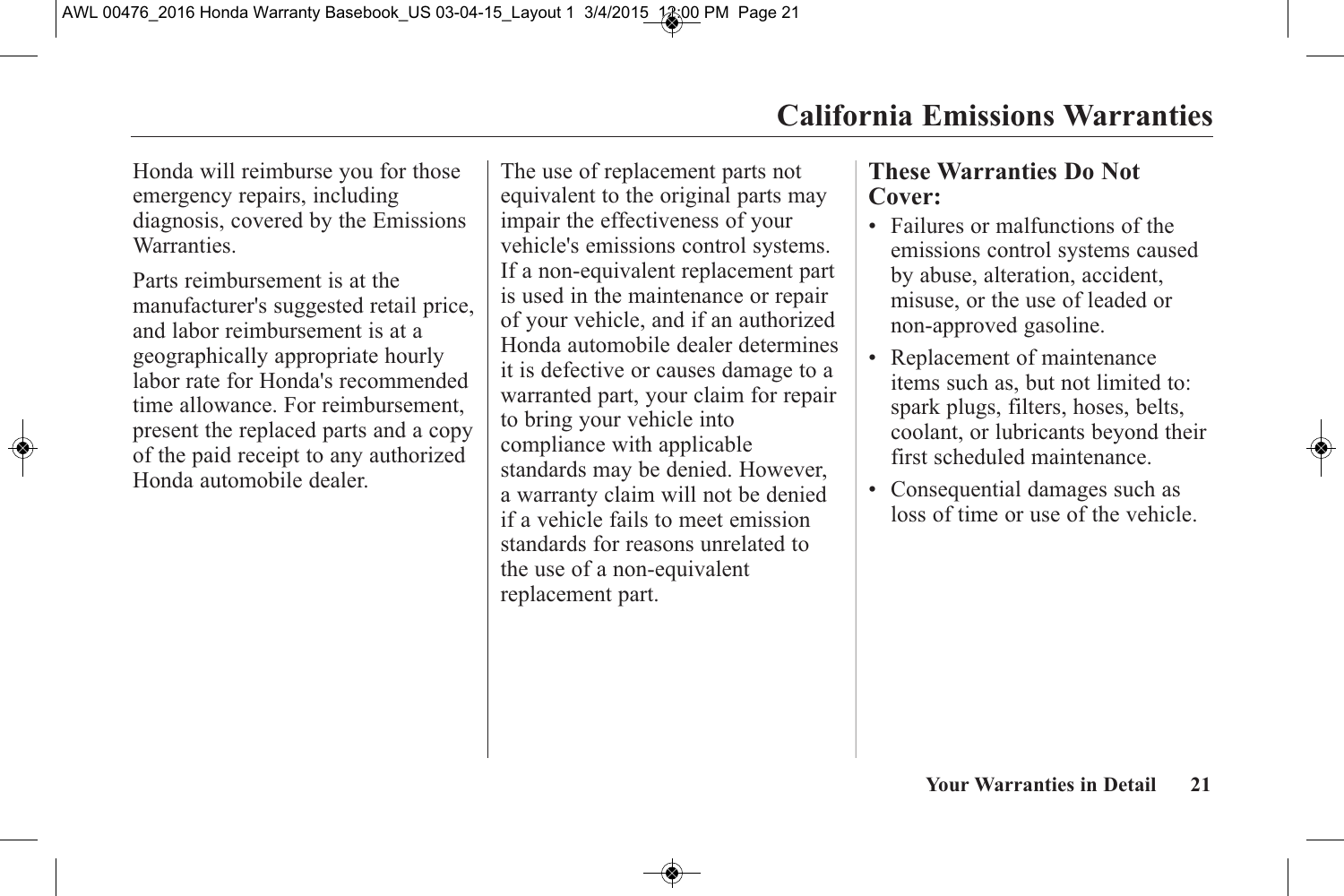# California Emissions Warranties

Honda will reimburse you for those emergency repairs, including diagnosis, covered by the Emissions Warranties.

Parts reimbursement is at the manufacturer's suggested retail price, and labor reimbursement is at a geographically appropriate hourly labor rate for Honda's recommended time allowance. For reimbursement, present the replaced parts and a copy of the paid receipt to any authorized Honda automobile dealer.

The use of replacement parts not equivalent to the original parts may impair the effectiveness of your vehicle's emissions control systems. If a non-equivalent replacement part is used in the maintenance or repair of your vehicle, and if an authorized Honda automobile dealer determines it is defective or causes damage to a warranted part, your claim for repair to bring your vehicle into compliance with applicable standards may be denied. However, a warranty claim will not be denied if a vehicle fails to meet emission standards for reasons unrelated to the use of a non-equivalent replacement part.

## These Warranties Do Not Cover:

- Failures or malfunctions of the emissions control systems caused by abuse, alteration, accident, misuse, or the use of leaded or non-approved gasoline.
- Replacement of maintenance items such as, but not limited to: spark plugs, filters, hoses, belts, coolant, or lubricants beyond their first scheduled maintenance.
- Consequential damages such as loss of time or use of the vehicle.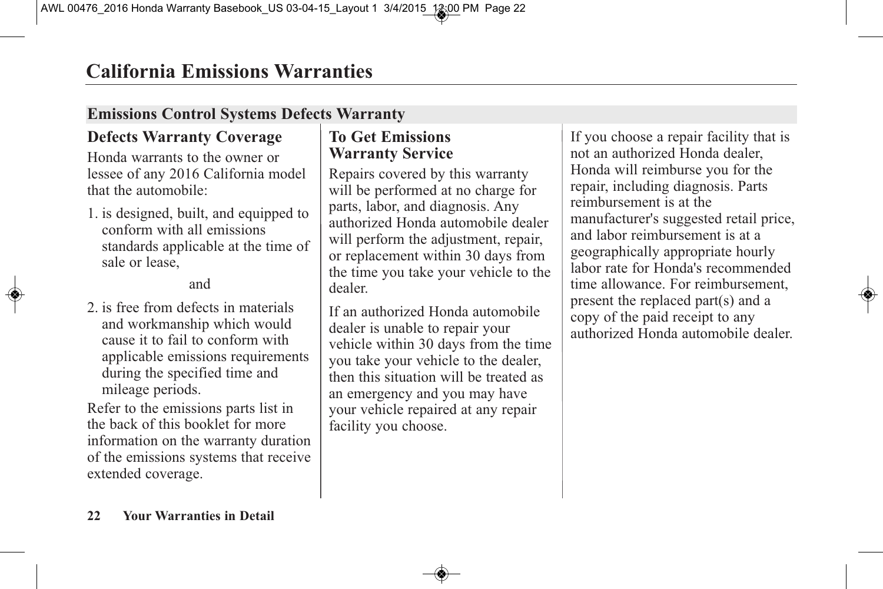# California Emissions Warranties

## Emissions Control Systems Defects Warranty

### Defects Warranty Coverage

Honda warrants to the owner or lessee of any 2016 California model that the automobile:

1. is designed, built, and equipped to conform with all emissions standards applicable at the time of sale or lease,

   and

2. is free from defects in materials and workmanship which would cause it to fail to conform with applicable emissions requirements during the specified time and mileage periods.

Refer to the emissions parts list in the back of this booklet for more information on the warranty duration of the emissions systems that receive extended coverage.

### To Get Emissions Warranty Service

Repairs covered by this warranty will be performed at no charge for parts, labor, and diagnosis. Any authorized Honda automobile dealer will perform the adjustment, repair, or replacement within 30 days from the time you take your vehicle to the dealer.

If an authorized Honda automobile dealer is unable to repair your vehicle within 30 days from the time you take your vehicle to the dealer, then this situation will be treated as an emergency and you may have your vehicle repaired at any repair facility you choose.

If you choose a repair facility that is not an authorized Honda dealer, Honda will reimburse you for the repair, including diagnosis. Parts reimbursement is at the manufacturer's suggested retail price, and labor reimbursement is at a geographically appropriate hourly labor rate for Honda's recommended time allowance. For reimbursement, present the replaced part(s) and a copy of the paid receipt to any authorized Honda automobile dealer.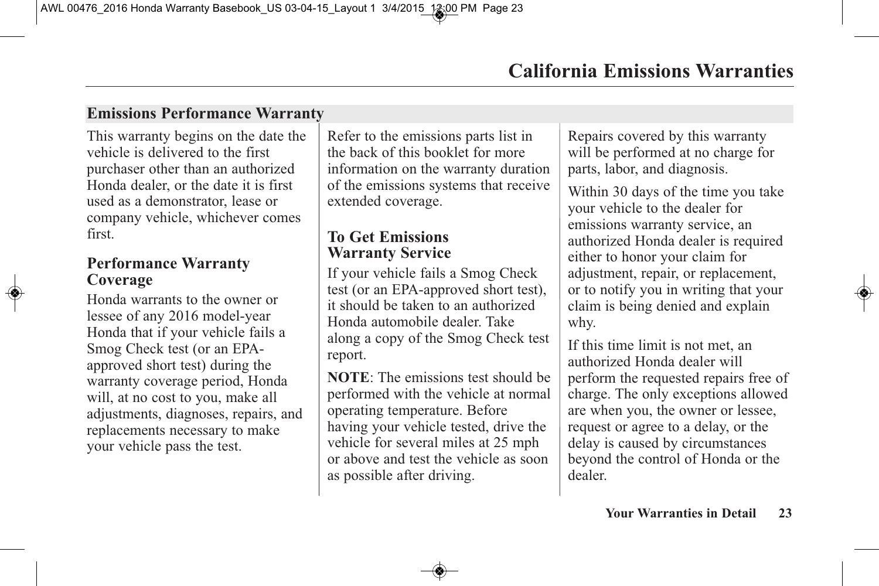# California Emissions Warranties

## Emissions Performance Warranty

This warranty begins on the date the vehicle is delivered to the first purchaser other than an authorized Honda dealer, or the date it is first used as a demonstrator, lease or company vehicle, whichever comes first.

### Performance Warranty Coverage

Honda warrants to the owner or lessee of any 2016 model-year Honda that if your vehicle fails a Smog Check test (or an EPA-approved short test) during the warranty coverage period, Honda will, at no cost to you, make all adjustments, diagnoses, repairs, and replacements necessary to make your vehicle pass the test.

Refer to the emissions parts list in the back of this booklet for more information on the warranty duration of the emissions systems that receive extended coverage.

### To Get Emissions Warranty Service

If your vehicle fails a Smog Check test (or an EPA-approved short test), it should be taken to an authorized Honda automobile dealer. Take along a copy of the Smog Check test report.

**NOTE**: The emissions test should be performed with the vehicle at normal operating temperature. Before having your vehicle tested, drive the vehicle for several miles at 25 mph or above and test the vehicle as soon as possible after driving.

Repairs covered by this warranty will be performed at no charge for parts, labor, and diagnosis.

Within 30 days of the time you take your vehicle to the dealer for emissions warranty service, an authorized Honda dealer is required either to honor your claim for adjustment, repair, or replacement, or to notify you in writing that your claim is being denied and explain why.

If this time limit is not met, an authorized Honda dealer will perform the requested repairs free of charge. The only exceptions allowed are when you, the owner or lessee, request or agree to a delay, or the delay is caused by circumstances beyond the control of Honda or the dealer.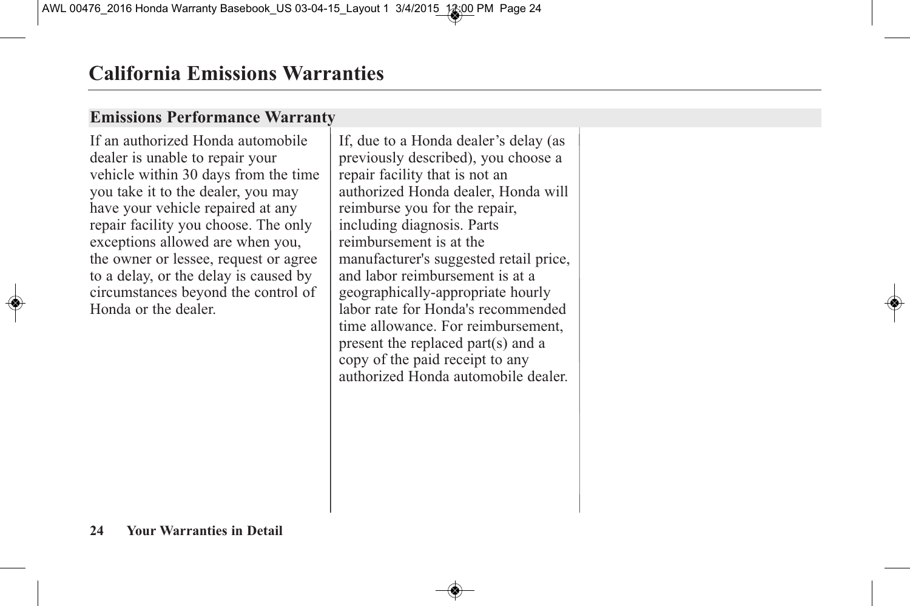# California Emissions Warranties

## Emissions Performance Warranty

If an authorized Honda automobile dealer is unable to repair your vehicle within 30 days from the time you take it to the dealer, you may have your vehicle repaired at any repair facility you choose. The only exceptions allowed are when you, the owner or lessee, request or agree to a delay, or the delay is caused by circumstances beyond the control of Honda or the dealer.

If, due to a Honda dealer's delay (as previously described), you choose a repair facility that is not an authorized Honda dealer, Honda will reimburse you for the repair, including diagnosis. Parts reimbursement is at the manufacturer's suggested retail price, and labor reimbursement is at a geographically-appropriate hourly labor rate for Honda's recommended time allowance. For reimbursement, present the replaced part(s) and a copy of the paid receipt to any authorized Honda automobile dealer.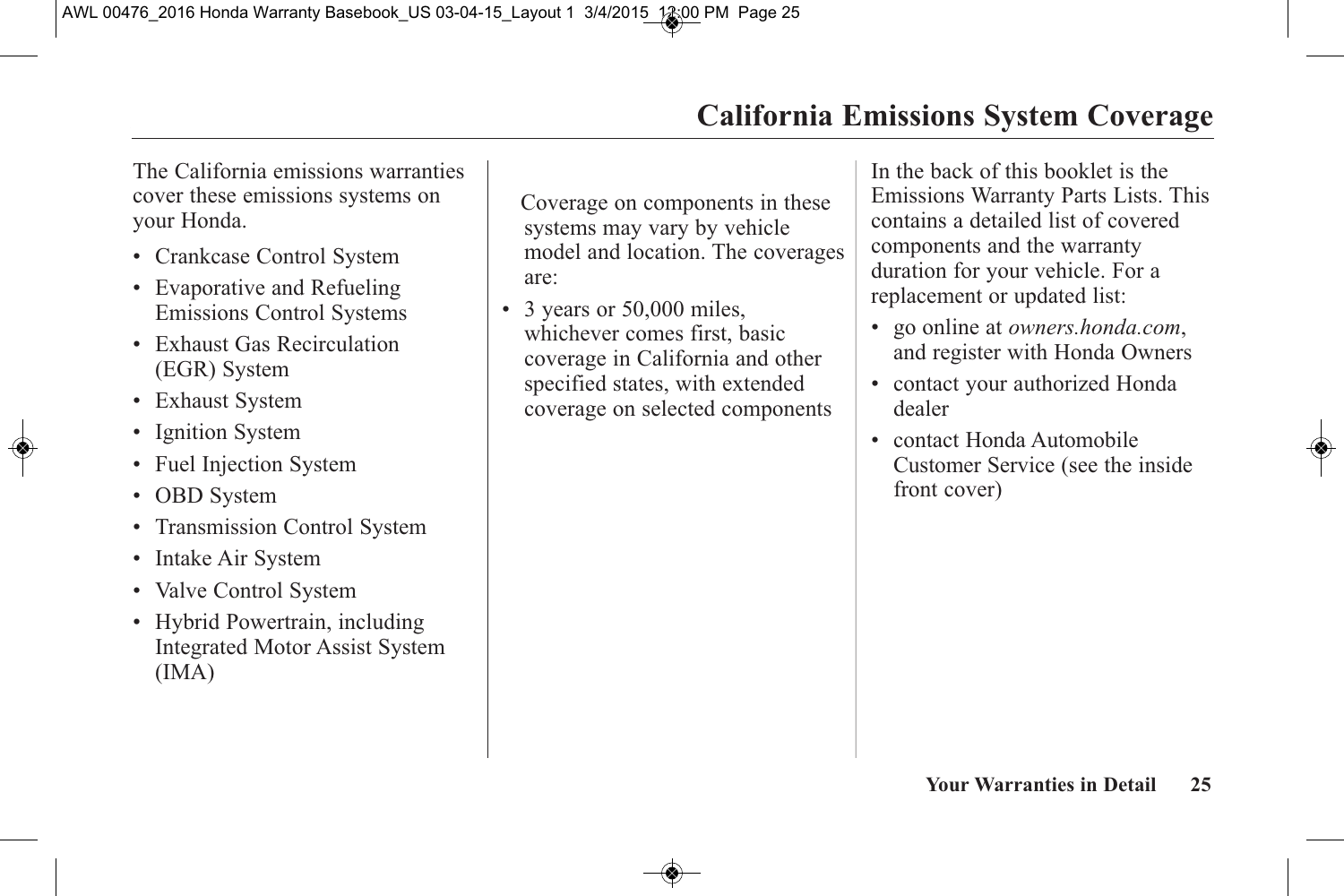# California Emissions System Coverage

The California emissions warranties cover these emissions systems on your Honda.

- Crankcase Control System
- Evaporative and Refueling Emissions Control Systems
- Exhaust Gas Recirculation (EGR) System
- Exhaust System
- Ignition System
- Fuel Injection System
- OBD System
- Transmission Control System
- Intake Air System
- Valve Control System
- Hybrid Powertrain, including Integrated Motor Assist System (IMA)

Coverage on components in these systems may vary by vehicle model and location. The coverages are:

- 3 years or 50,000 miles, whichever comes first, basic coverage in California and other specified states, with extended coverage on selected components

In the back of this booklet is the Emissions Warranty Parts Lists. This contains a detailed list of covered components and the warranty duration for your vehicle. For a replacement or updated list:

- go online at *owners.honda.com*, and register with Honda Owners
- contact your authorized Honda dealer
- contact Honda Automobile Customer Service (see the inside front cover)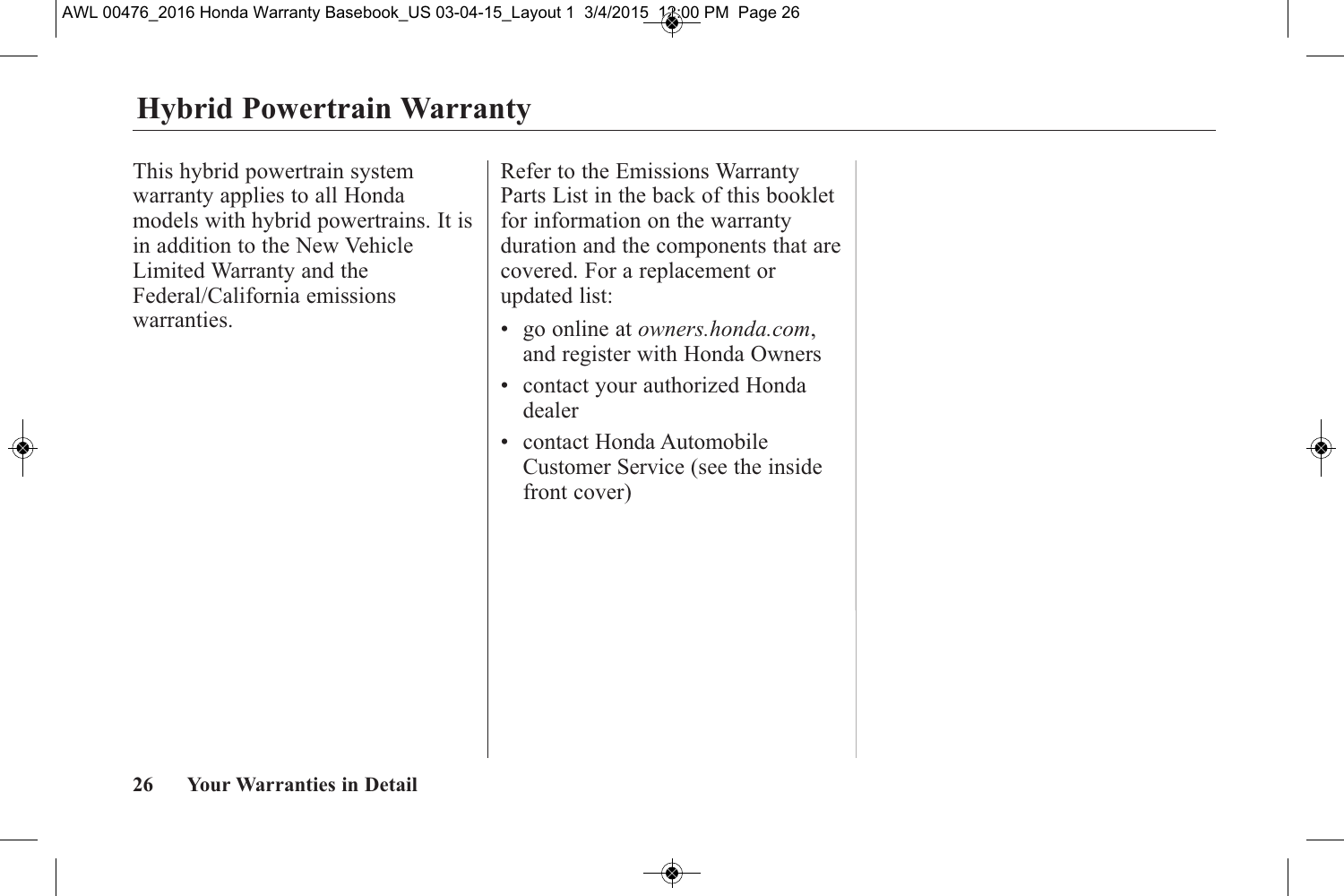# Hybrid Powertrain Warranty

This hybrid powertrain system warranty applies to all Honda models with hybrid powertrains. It is in addition to the New Vehicle Limited Warranty and the Federal/California emissions warranties.

Refer to the Emissions Warranty Parts List in the back of this booklet for information on the warranty duration and the components that are covered. For a replacement or updated list:

- go online at *owners.honda.com*, and register with Honda Owners
- contact your authorized Honda dealer
- contact Honda Automobile Customer Service (see the inside front cover)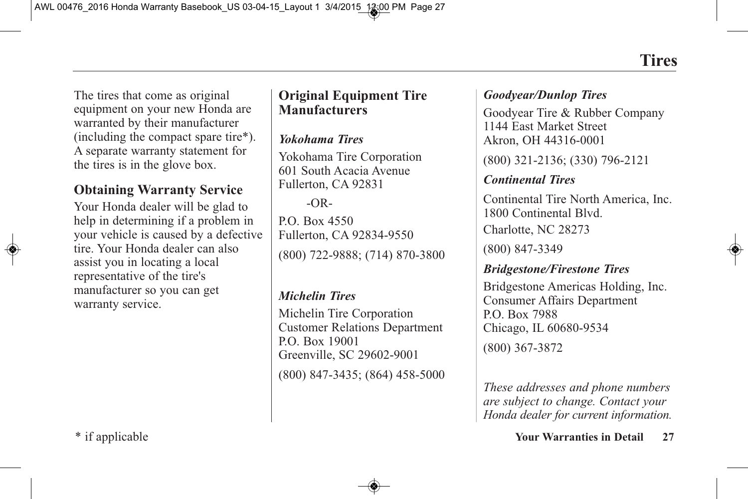# Tires

The tires that come as original equipment on your new Honda are warranted by their manufacturer (including the compact spare tire*). A separate warranty statement for the tires is in the glove box.

## Obtaining Warranty Service

Your Honda dealer will be glad to help in determining if a problem in your vehicle is caused by a defective tire. Your Honda dealer can also assist you in locating a local representative of the tire's manufacturer so you can get warranty service.

## Original Equipment Tire Manufacturers

### *Yokohama Tires*

Yokohama Tire Corporation
601 South Acacia Avenue
Fullerton, CA 92831

-OR-

P.O. Box 4550
Fullerton, CA 92834-9550

(800) 722-9888; (714) 870-3800

### *Michelin Tires*

Michelin Tire Corporation
Customer Relations Department
P.O. Box 19001
Greenville, SC 29602-9001

(800) 847-3435; (864) 458-5000

### *Goodyear/Dunlop Tires*

Goodyear Tire & Rubber Company
1144 East Market Street
Akron, OH 44316-0001

(800) 321-2136; (330) 796-2121

### *Continental Tires*

Continental Tire North America, Inc.
1800 Continental Blvd.
Charlotte, NC 28273

(800) 847-3349

### *Bridgestone/Firestone Tires*

Bridgestone Americas Holding, Inc.
Consumer Affairs Department
P.O. Box 7988
Chicago, IL 60680-9534

(800) 367-3872

*These addresses and phone numbers are subject to change. Contact your Honda dealer for current information.*

\* if applicable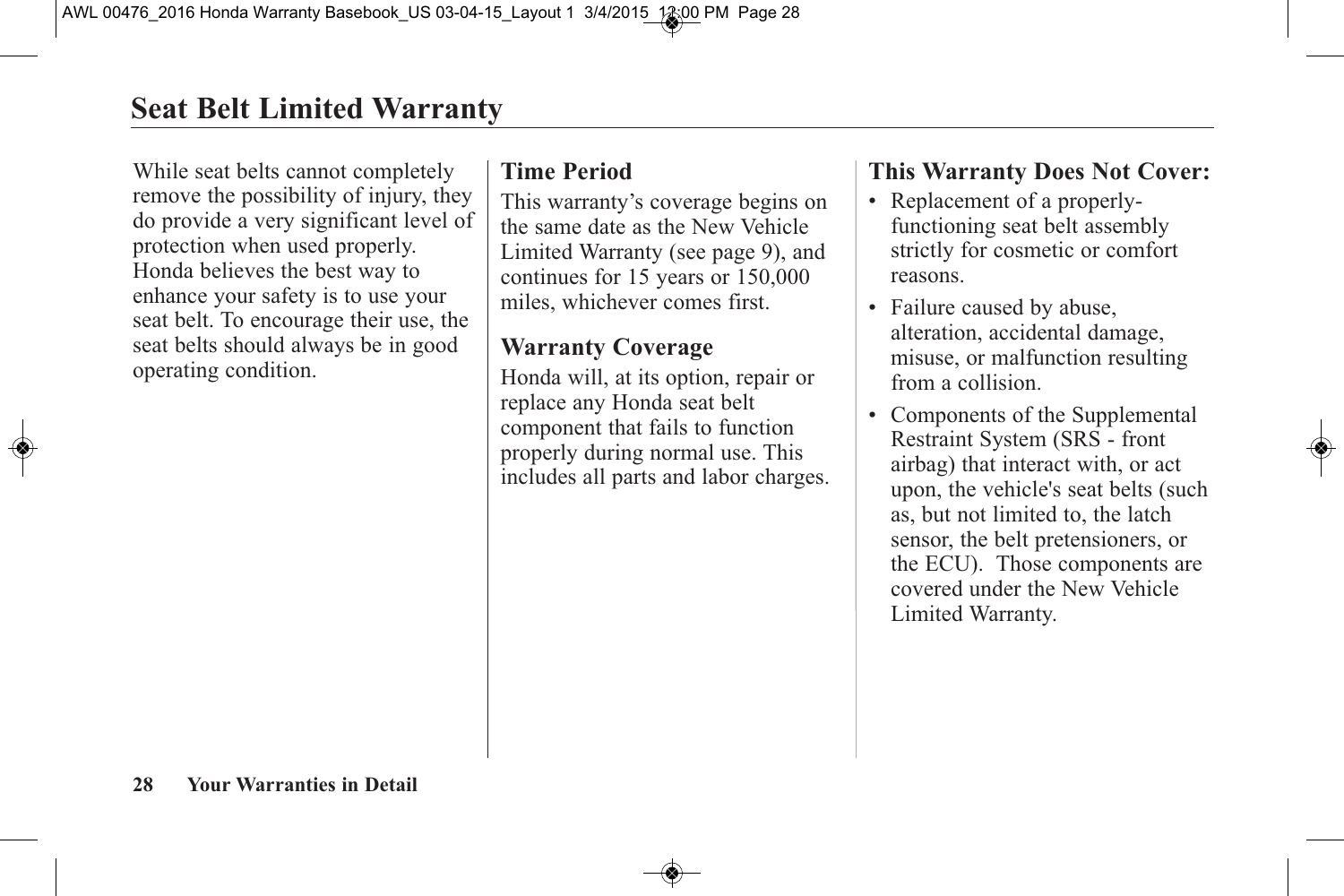# Seat Belt Limited Warranty

While seat belts cannot completely remove the possibility of injury, they do provide a very significant level of protection when used properly. Honda believes the best way to enhance your safety is to use your seat belt. To encourage their use, the seat belts should always be in good operating condition.

## Time Period

This warranty's coverage begins on the same date as the New Vehicle Limited Warranty (see page 9), and continues for 15 years or 150,000 miles, whichever comes first.

## Warranty Coverage

Honda will, at its option, repair or replace any Honda seat belt component that fails to function properly during normal use. This includes all parts and labor charges.

## This Warranty Does Not Cover:

- Replacement of a properly-functioning seat belt assembly strictly for cosmetic or comfort reasons.
- Failure caused by abuse, alteration, accidental damage, misuse, or malfunction resulting from a collision.
- Components of the Supplemental Restraint System (SRS - front airbag) that interact with, or act upon, the vehicle's seat belts (such as, but not limited to, the latch sensor, the belt pretensioners, or the ECU). Those components are covered under the New Vehicle Limited Warranty.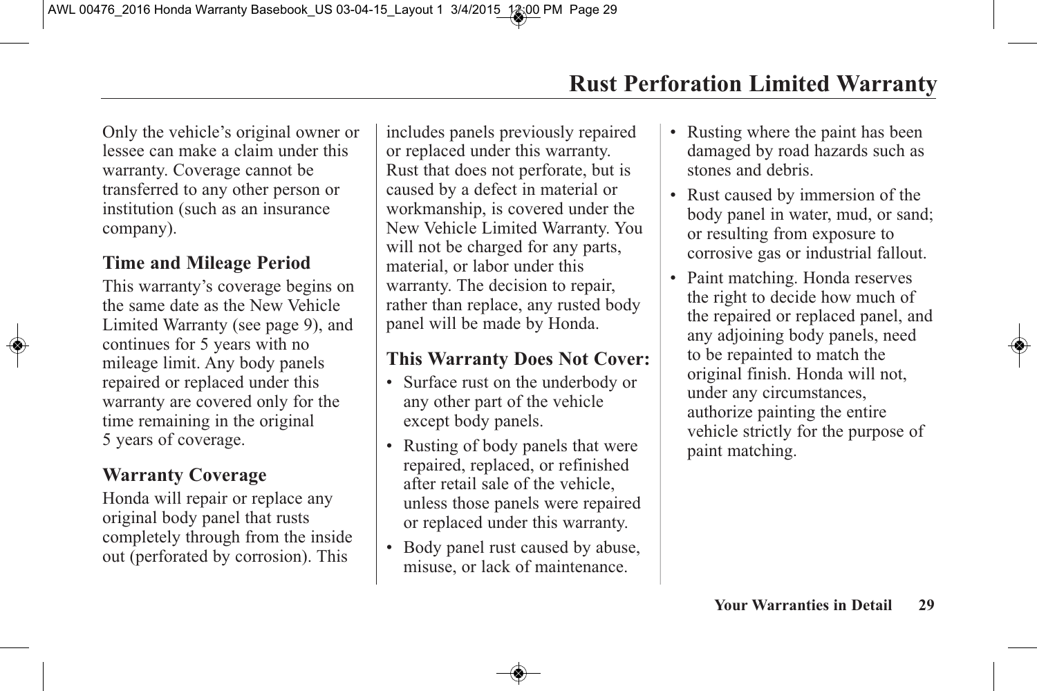# Rust Perforation Limited Warranty

Only the vehicle's original owner or lessee can make a claim under this warranty. Coverage cannot be transferred to any other person or institution (such as an insurance company).

## Time and Mileage Period

This warranty's coverage begins on the same date as the New Vehicle Limited Warranty (see page 9), and continues for 5 years with no mileage limit. Any body panels repaired or replaced under this warranty are covered only for the time remaining in the original 5 years of coverage.

## Warranty Coverage

Honda will repair or replace any original body panel that rusts completely through from the inside out (perforated by corrosion). This includes panels previously repaired or replaced under this warranty. Rust that does not perforate, but is caused by a defect in material or workmanship, is covered under the New Vehicle Limited Warranty. You will not be charged for any parts, material, or labor under this warranty. The decision to repair, rather than replace, any rusted body panel will be made by Honda.

## This Warranty Does Not Cover:

- Surface rust on the underbody or any other part of the vehicle except body panels.
- Rusting of body panels that were repaired, replaced, or refinished after retail sale of the vehicle, unless those panels were repaired or replaced under this warranty.
- Body panel rust caused by abuse, misuse, or lack of maintenance.
- Rusting where the paint has been damaged by road hazards such as stones and debris.
- Rust caused by immersion of the body panel in water, mud, or sand; or resulting from exposure to corrosive gas or industrial fallout.
- Paint matching. Honda reserves the right to decide how much of the repaired or replaced panel, and any adjoining body panels, need to be repainted to match the original finish. Honda will not, under any circumstances, authorize painting the entire vehicle strictly for the purpose of paint matching.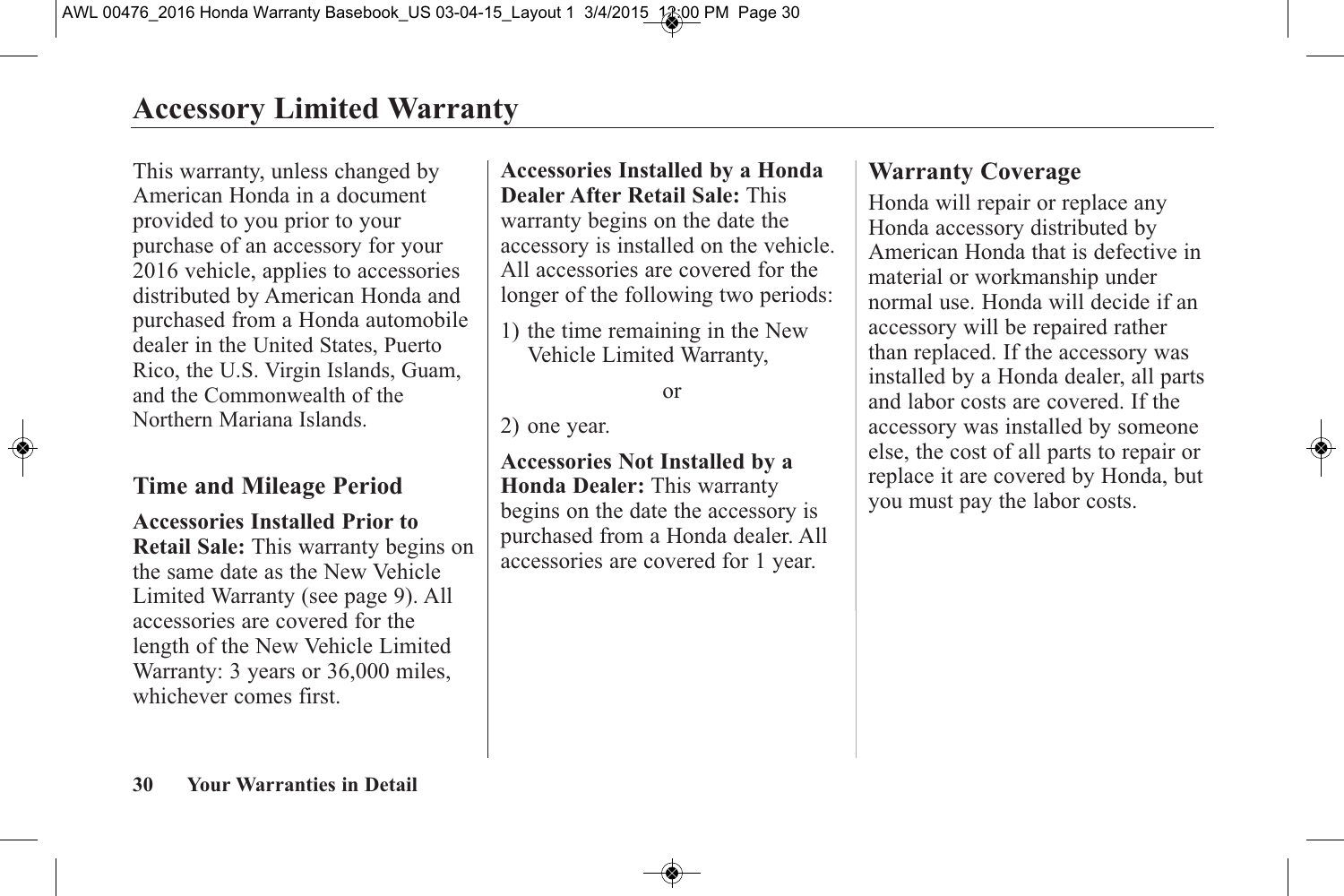# Accessory Limited Warranty

This warranty, unless changed by American Honda in a document provided to you prior to your purchase of an accessory for your 2016 vehicle, applies to accessories distributed by American Honda and purchased from a Honda automobile dealer in the United States, Puerto Rico, the U.S. Virgin Islands, Guam, and the Commonwealth of the Northern Mariana Islands.

## Time and Mileage Period

**Accessories Installed Prior to Retail Sale:** This warranty begins on the same date as the New Vehicle Limited Warranty (see page 9). All accessories are covered for the length of the New Vehicle Limited Warranty: 3 years or 36,000 miles, whichever comes first.

**Accessories Installed by a Honda Dealer After Retail Sale:** This warranty begins on the date the accessory is installed on the vehicle. All accessories are covered for the longer of the following two periods:

1) the time remaining in the New Vehicle Limited Warranty,

or

2) one year.

**Accessories Not Installed by a Honda Dealer:** This warranty begins on the date the accessory is purchased from a Honda dealer. All accessories are covered for 1 year.

## Warranty Coverage

Honda will repair or replace any Honda accessory distributed by American Honda that is defective in material or workmanship under normal use. Honda will decide if an accessory will be repaired rather than replaced. If the accessory was installed by a Honda dealer, all parts and labor costs are covered. If the accessory was installed by someone else, the cost of all parts to repair or replace it are covered by Honda, but you must pay the labor costs.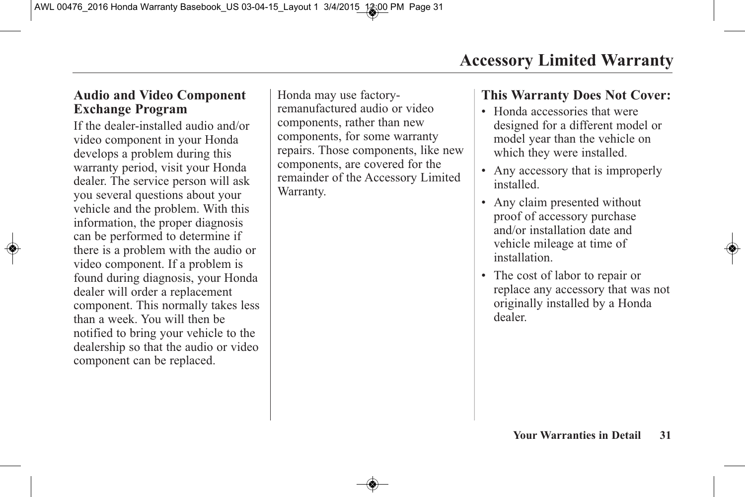# Accessory Limited Warranty

## Audio and Video Component Exchange Program

If the dealer-installed audio and/or video component in your Honda develops a problem during this warranty period, visit your Honda dealer. The service person will ask you several questions about your vehicle and the problem. With this information, the proper diagnosis can be performed to determine if there is a problem with the audio or video component. If a problem is found during diagnosis, your Honda dealer will order a replacement component. This normally takes less than a week. You will then be notified to bring your vehicle to the dealership so that the audio or video component can be replaced.

Honda may use factory-remanufactured audio or video components, rather than new components, for some warranty repairs. Those components, like new components, are covered for the remainder of the Accessory Limited Warranty.

## This Warranty Does Not Cover:

- Honda accessories that were designed for a different model or model year than the vehicle on which they were installed.
- Any accessory that is improperly installed.
- Any claim presented without proof of accessory purchase and/or installation date and vehicle mileage at time of installation.
- The cost of labor to repair or replace any accessory that was not originally installed by a Honda dealer.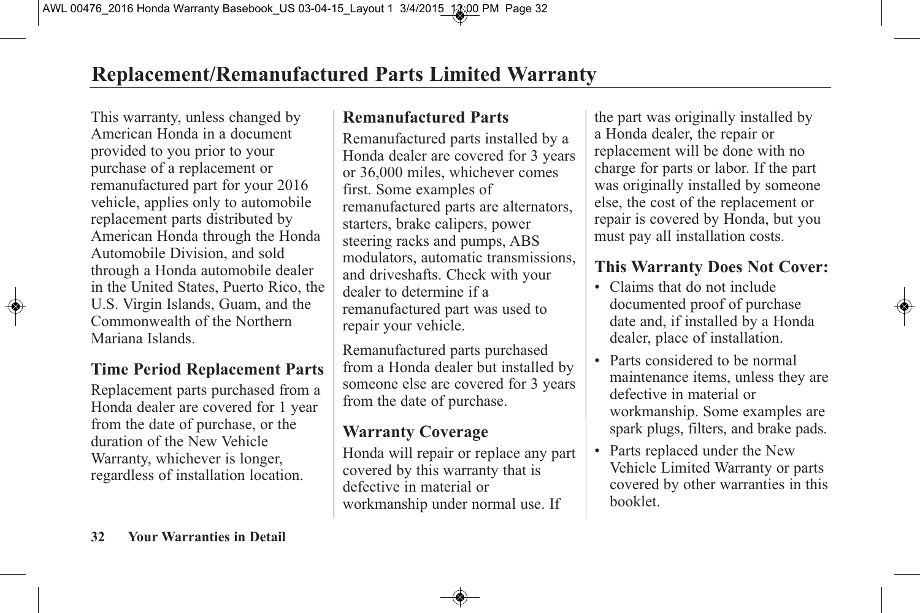# Replacement/Remanufactured Parts Limited Warranty

This warranty, unless changed by American Honda in a document provided to you prior to your purchase of a replacement or remanufactured part for your 2016 vehicle, applies only to automobile replacement parts distributed by American Honda through the Honda Automobile Division, and sold through a Honda automobile dealer in the United States, Puerto Rico, the U.S. Virgin Islands, Guam, and the Commonwealth of the Northern Mariana Islands.

## Time Period Replacement Parts

Replacement parts purchased from a Honda dealer are covered for 1 year from the date of purchase, or the duration of the New Vehicle Warranty, whichever is longer, regardless of installation location.

## Remanufactured Parts

Remanufactured parts installed by a Honda dealer are covered for 3 years or 36,000 miles, whichever comes first. Some examples of remanufactured parts are alternators, starters, brake calipers, power steering racks and pumps, ABS modulators, automatic transmissions, and driveshafts. Check with your dealer to determine if a remanufactured part was used to repair your vehicle.

Remanufactured parts purchased from a Honda dealer but installed by someone else are covered for 3 years from the date of purchase.

## Warranty Coverage

Honda will repair or replace any part covered by this warranty that is defective in material or workmanship under normal use. If the part was originally installed by a Honda dealer, the repair or replacement will be done with no charge for parts or labor. If the part was originally installed by someone else, the cost of the replacement or repair is covered by Honda, but you must pay all installation costs.

## This Warranty Does Not Cover:

- Claims that do not include documented proof of purchase date and, if installed by a Honda dealer, place of installation.
- Parts considered to be normal maintenance items, unless they are defective in material or workmanship. Some examples are spark plugs, filters, and brake pads.
- Parts replaced under the New Vehicle Limited Warranty or parts covered by other warranties in this booklet.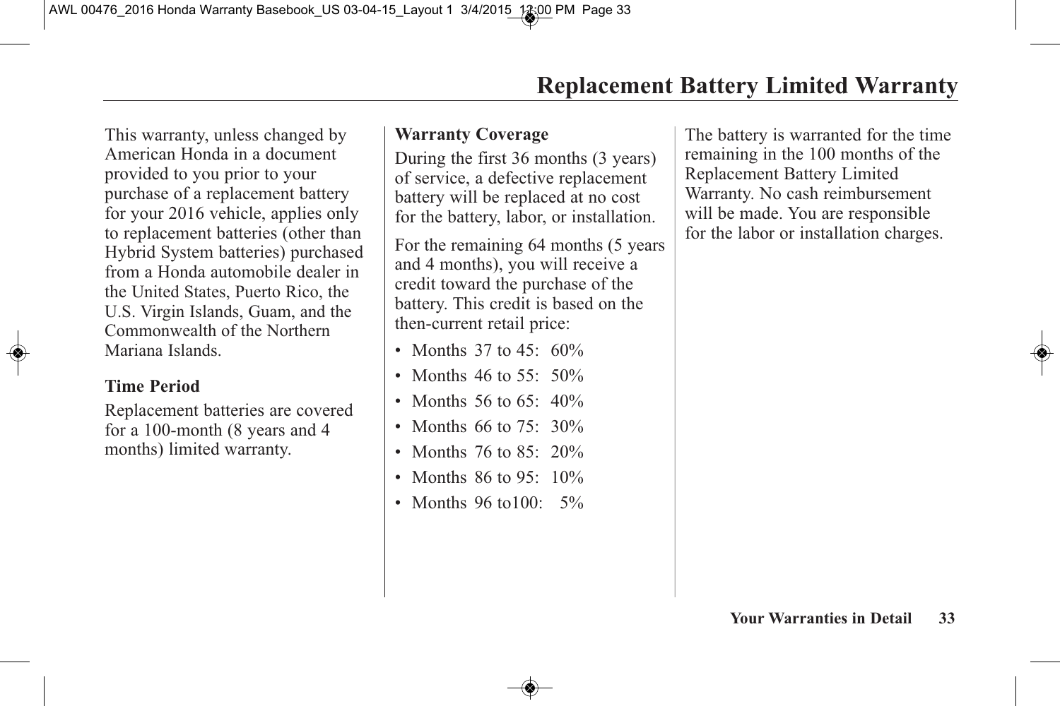# Replacement Battery Limited Warranty

This warranty, unless changed by American Honda in a document provided to you prior to your purchase of a replacement battery for your 2016 vehicle, applies only to replacement batteries (other than Hybrid System batteries) purchased from a Honda automobile dealer in the United States, Puerto Rico, the U.S. Virgin Islands, Guam, and the Commonwealth of the Northern Mariana Islands.

### Time Period

Replacement batteries are covered for a 100-month (8 years and 4 months) limited warranty.

### Warranty Coverage

During the first 36 months (3 years) of service, a defective replacement battery will be replaced at no cost for the battery, labor, or installation.

For the remaining 64 months (5 years and 4 months), you will receive a credit toward the purchase of the battery. This credit is based on the then-current retail price:

- Months 37 to 45: 60%
- Months 46 to 55: 50%
- Months 56 to 65: 40%
- Months 66 to 75: 30%
- Months 76 to 85: 20%
- Months 86 to 95: 10%
- Months 96 to100: 5%

The battery is warranted for the time remaining in the 100 months of the Replacement Battery Limited Warranty. No cash reimbursement will be made. You are responsible for the labor or installation charges.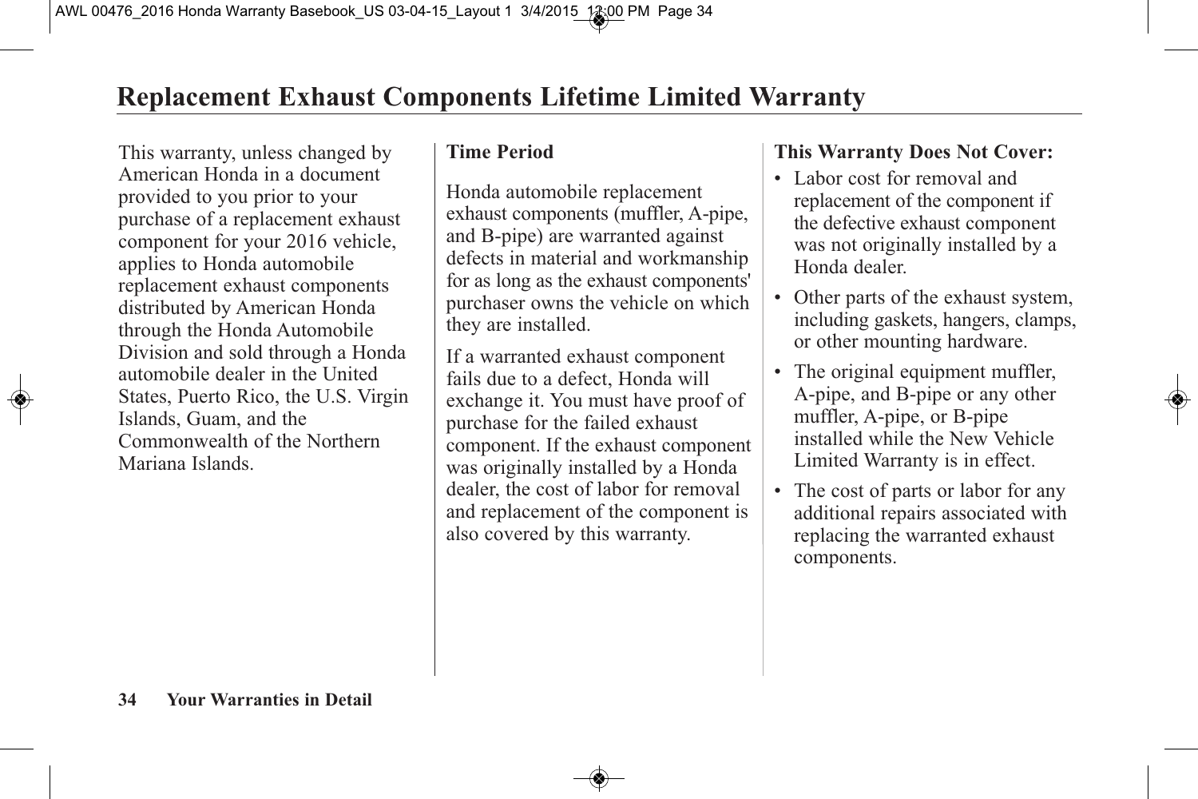# Replacement Exhaust Components Lifetime Limited Warranty

This warranty, unless changed by American Honda in a document provided to you prior to your purchase of a replacement exhaust component for your 2016 vehicle, applies to Honda automobile replacement exhaust components distributed by American Honda through the Honda Automobile Division and sold through a Honda automobile dealer in the United States, Puerto Rico, the U.S. Virgin Islands, Guam, and the Commonwealth of the Northern Mariana Islands.

**Time Period**

Honda automobile replacement exhaust components (muffler, A-pipe, and B-pipe) are warranted against defects in material and workmanship for as long as the exhaust components' purchaser owns the vehicle on which they are installed.

If a warranted exhaust component fails due to a defect, Honda will exchange it. You must have proof of purchase for the failed exhaust component. If the exhaust component was originally installed by a Honda dealer, the cost of labor for removal and replacement of the component is also covered by this warranty.

**This Warranty Does Not Cover:**

- Labor cost for removal and replacement of the component if the defective exhaust component was not originally installed by a Honda dealer.
- Other parts of the exhaust system, including gaskets, hangers, clamps, or other mounting hardware.
- The original equipment muffler, A-pipe, and B-pipe or any other muffler, A-pipe, or B-pipe installed while the New Vehicle Limited Warranty is in effect.
- The cost of parts or labor for any additional repairs associated with replacing the warranted exhaust components.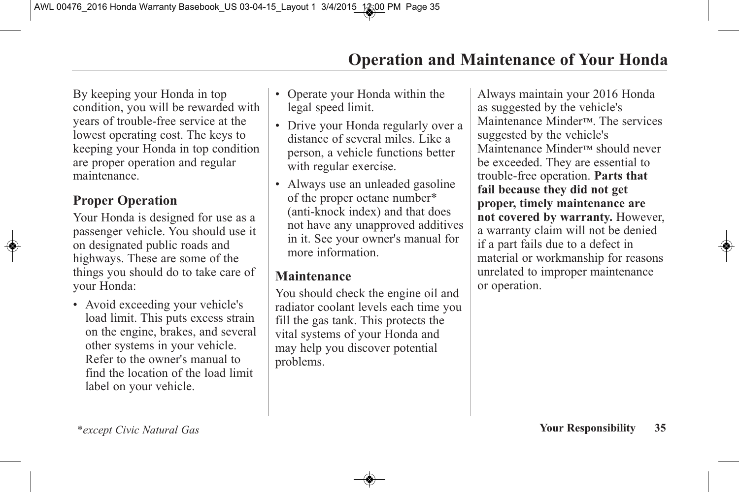# Operation and Maintenance of Your Honda

By keeping your Honda in top condition, you will be rewarded with years of trouble-free service at the lowest operating cost. The keys to keeping your Honda in top condition are proper operation and regular maintenance.

## Proper Operation

Your Honda is designed for use as a passenger vehicle. You should use it on designated public roads and highways. These are some of the things you should do to take care of your Honda:

- Avoid exceeding your vehicle's load limit. This puts excess strain on the engine, brakes, and several other systems in your vehicle. Refer to the owner's manual to find the location of the load limit label on your vehicle.
- Operate your Honda within the legal speed limit.
- Drive your Honda regularly over a distance of several miles. Like a person, a vehicle functions better with regular exercise.
- Always use an unleaded gasoline of the proper octane number* (anti-knock index) and that does not have any unapproved additives in it. See your owner's manual for more information.

## Maintenance

You should check the engine oil and radiator coolant levels each time you fill the gas tank. This protects the vital systems of your Honda and may help you discover potential problems.

Always maintain your 2016 Honda as suggested by the vehicle's Maintenance Minder™. The services suggested by the vehicle's Maintenance Minder™ should never be exceeded. They are essential to trouble-free operation. **Parts that fail because they did not get proper, timely maintenance are not covered by warranty.** However, a warranty claim will not be denied if a part fails due to a defect in material or workmanship for reasons unrelated to improper maintenance or operation.

*\*except Civic Natural Gas*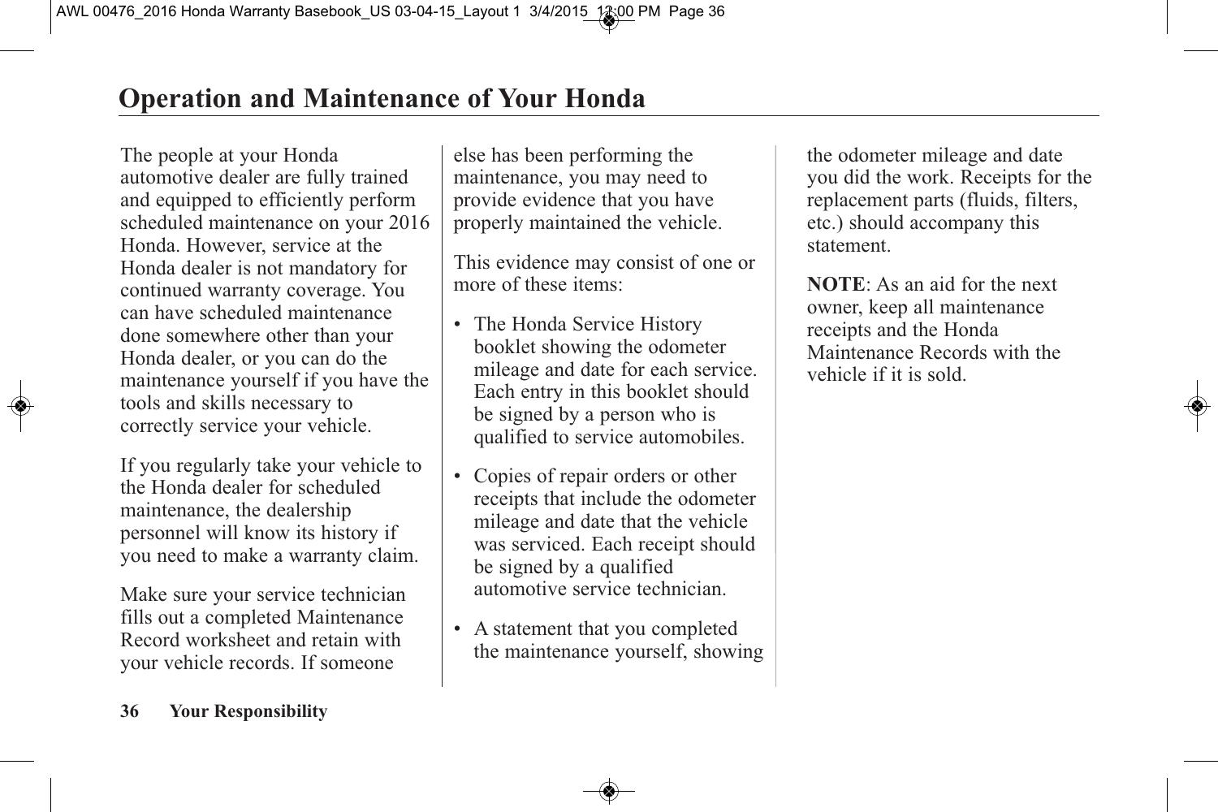# Operation and Maintenance of Your Honda

The people at your Honda automotive dealer are fully trained and equipped to efficiently perform scheduled maintenance on your 2016 Honda. However, service at the Honda dealer is not mandatory for continued warranty coverage. You can have scheduled maintenance done somewhere other than your Honda dealer, or you can do the maintenance yourself if you have the tools and skills necessary to correctly service your vehicle.

If you regularly take your vehicle to the Honda dealer for scheduled maintenance, the dealership personnel will know its history if you need to make a warranty claim.

Make sure your service technician fills out a completed Maintenance Record worksheet and retain with your vehicle records. If someone else has been performing the maintenance, you may need to provide evidence that you have properly maintained the vehicle.

This evidence may consist of one or more of these items:

- The Honda Service History booklet showing the odometer mileage and date for each service. Each entry in this booklet should be signed by a person who is qualified to service automobiles.
- Copies of repair orders or other receipts that include the odometer mileage and date that the vehicle was serviced. Each receipt should be signed by a qualified automotive service technician.
- A statement that you completed the maintenance yourself, showing the odometer mileage and date you did the work. Receipts for the replacement parts (fluids, filters, etc.) should accompany this statement.

**NOTE**: As an aid for the next owner, keep all maintenance receipts and the Honda Maintenance Records with the vehicle if it is sold.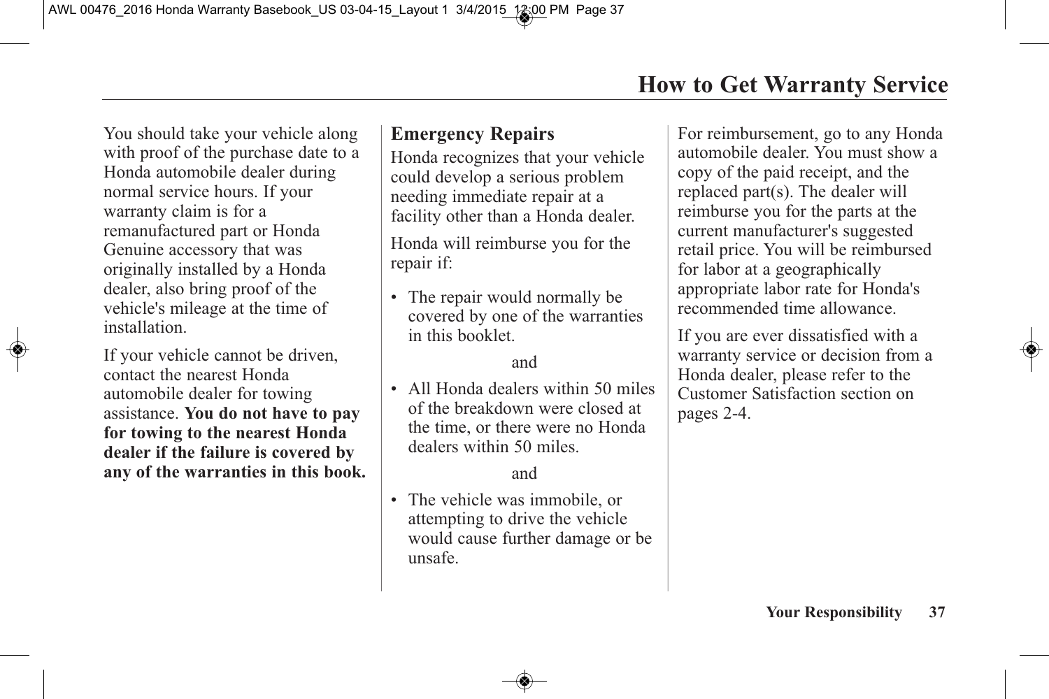# How to Get Warranty Service

You should take your vehicle along with proof of the purchase date to a Honda automobile dealer during normal service hours. If your warranty claim is for a remanufactured part or Honda Genuine accessory that was originally installed by a Honda dealer, also bring proof of the vehicle's mileage at the time of installation.

If your vehicle cannot be driven, contact the nearest Honda automobile dealer for towing assistance. **You do not have to pay for towing to the nearest Honda dealer if the failure is covered by any of the warranties in this book.**

## Emergency Repairs

Honda recognizes that your vehicle could develop a serious problem needing immediate repair at a facility other than a Honda dealer.

Honda will reimburse you for the repair if:

- The repair would normally be covered by one of the warranties in this booklet.

  and

- All Honda dealers within 50 miles of the breakdown were closed at the time, or there were no Honda dealers within 50 miles.

  and

- The vehicle was immobile, or attempting to drive the vehicle would cause further damage or be unsafe.

For reimbursement, go to any Honda automobile dealer. You must show a copy of the paid receipt, and the replaced part(s). The dealer will reimburse you for the parts at the current manufacturer's suggested retail price. You will be reimbursed for labor at a geographically appropriate labor rate for Honda's recommended time allowance.

If you are ever dissatisfied with a warranty service or decision from a Honda dealer, please refer to the Customer Satisfaction section on pages 2-4.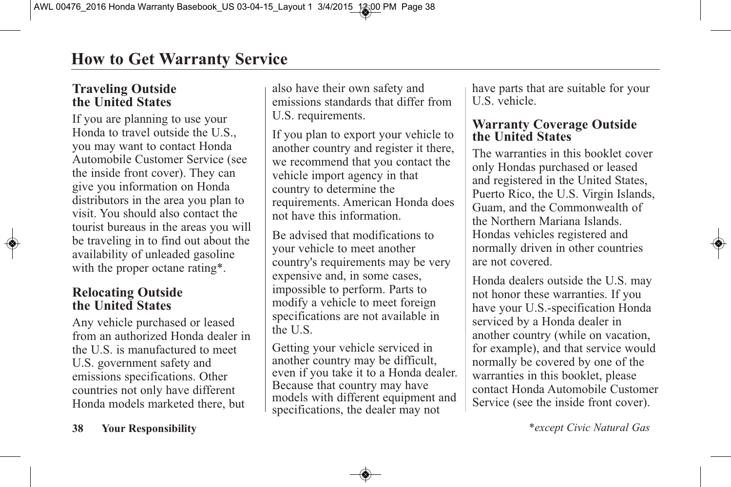# How to Get Warranty Service

## Traveling Outside the United States

If you are planning to use your Honda to travel outside the U.S., you may want to contact Honda Automobile Customer Service (see the inside front cover). They can give you information on Honda distributors in the area you plan to visit. You should also contact the tourist bureaus in the areas you will be traveling in to find out about the availability of unleaded gasoline with the proper octane rating*.

## Relocating Outside the United States

Any vehicle purchased or leased from an authorized Honda dealer in the U.S. is manufactured to meet U.S. government safety and emissions specifications. Other countries not only have different Honda models marketed there, but also have their own safety and emissions standards that differ from U.S. requirements.

If you plan to export your vehicle to another country and register it there, we recommend that you contact the vehicle import agency in that country to determine the requirements. American Honda does not have this information.

Be advised that modifications to your vehicle to meet another country's requirements may be very expensive and, in some cases, impossible to perform. Parts to modify a vehicle to meet foreign specifications are not available in the U.S.

Getting your vehicle serviced in another country may be difficult, even if you take it to a Honda dealer. Because that country may have models with different equipment and specifications, the dealer may not have parts that are suitable for your U.S. vehicle.

## Warranty Coverage Outside the United States

The warranties in this booklet cover only Hondas purchased or leased and registered in the United States, Puerto Rico, the U.S. Virgin Islands, Guam, and the Commonwealth of the Northern Mariana Islands. Hondas vehicles registered and normally driven in other countries are not covered.

Honda dealers outside the U.S. may not honor these warranties. If you have your U.S.-specification Honda serviced by a Honda dealer in another country (while on vacation, for example), and that service would normally be covered by one of the warranties in this booklet, please contact Honda Automobile Customer Service (see the inside front cover).

**Your Responsibility**

*\*except Civic Natural Gas*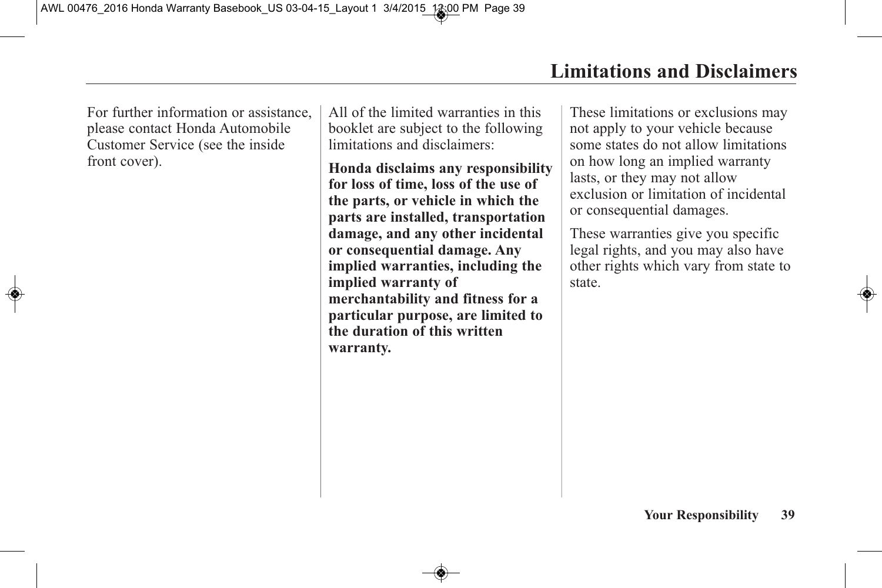## Limitations and Disclaimers

For further information or assistance, please contact Honda Automobile Customer Service (see the inside front cover).

All of the limited warranties in this booklet are subject to the following limitations and disclaimers:

**Honda disclaims any responsibility for loss of time, loss of the use of the parts, or vehicle in which the parts are installed, transportation damage, and any other incidental or consequential damage. Any implied warranties, including the implied warranty of merchantability and fitness for a particular purpose, are limited to the duration of this written warranty.**

These limitations or exclusions may not apply to your vehicle because some states do not allow limitations on how long an implied warranty lasts, or they may not allow exclusion or limitation of incidental or consequential damages.

These warranties give you specific legal rights, and you may also have other rights which vary from state to state.